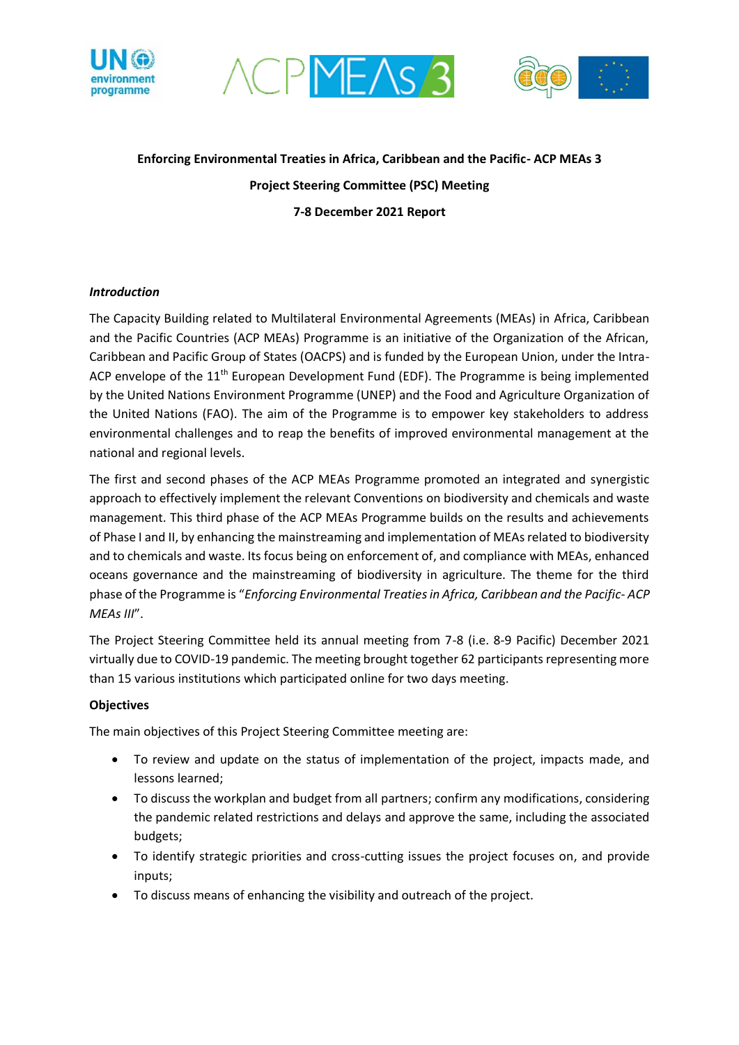**Enforcing Environmental Treaties in Africa, Caribbean and the Pacific- ACP MEAs 3**

**Project Steering Committee (PSC) Meeting**

**7-8 December 2021 Report**

***Introduction***

The Capacity Building related to Multilateral Environmental Agreements (MEAs) in Africa, Caribbean and the Pacific Countries (ACP MEAs) Programme is an initiative of the Organization of the African, Caribbean and Pacific Group of States (OACPS) and is funded by the European Union, under the Intra-ACP envelope of the 11th European Development Fund (EDF). The Programme is being implemented by the United Nations Environment Programme (UNEP) and the Food and Agriculture Organization of the United Nations (FAO). The aim of the Programme is to empower key stakeholders to address environmental challenges and to reap the benefits of improved environmental management at the national and regional levels.

The first and second phases of the ACP MEAs Programme promoted an integrated and synergistic approach to effectively implement the relevant Conventions on biodiversity and chemicals and waste management. This third phase of the ACP MEAs Programme builds on the results and achievements of Phase I and II, by enhancing the mainstreaming and implementation of MEAs related to biodiversity and to chemicals and waste. Its focus being on enforcement of, and compliance with MEAs, enhanced oceans governance and the mainstreaming of biodiversity in agriculture. The theme for the third phase of the Programme is "*Enforcing Environmental Treaties in Africa, Caribbean and the Pacific- ACP MEAs III*".

The Project Steering Committee held its annual meeting from 7-8 (i.e. 8-9 Pacific) December 2021 virtually due to COVID-19 pandemic. The meeting brought together 62 participants representing more than 15 various institutions which participated online for two days meeting.

**Objectives**

The main objectives of this Project Steering Committee meeting are:

- To review and update on the status of implementation of the project, impacts made, and lessons learned;
- To discuss the workplan and budget from all partners; confirm any modifications, considering the pandemic related restrictions and delays and approve the same, including the associated budgets;
- To identify strategic priorities and cross-cutting issues the project focuses on, and provide inputs;
- To discuss means of enhancing the visibility and outreach of the project.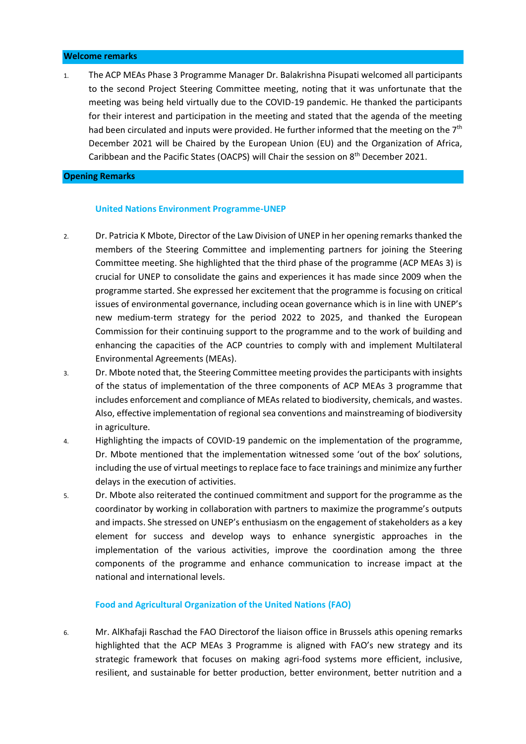## Welcome remarks

1. The ACP MEAs Phase 3 Programme Manager Dr. Balakrishna Pisupati welcomed all participants to the second Project Steering Committee meeting, noting that it was unfortunate that the meeting was being held virtually due to the COVID-19 pandemic. He thanked the participants for their interest and participation in the meeting and stated that the agenda of the meeting had been circulated and inputs were provided. He further informed that the meeting on the 7th December 2021 will be Chaired by the European Union (EU) and the Organization of Africa, Caribbean and the Pacific States (OACPS) will Chair the session on 8th December 2021.

## Opening Remarks

### United Nations Environment Programme-UNEP

2. Dr. Patricia K Mbote, Director of the Law Division of UNEP in her opening remarks thanked the members of the Steering Committee and implementing partners for joining the Steering Committee meeting. She highlighted that the third phase of the programme (ACP MEAs 3) is crucial for UNEP to consolidate the gains and experiences it has made since 2009 when the programme started. She expressed her excitement that the programme is focusing on critical issues of environmental governance, including ocean governance which is in line with UNEP's new medium-term strategy for the period 2022 to 2025, and thanked the European Commission for their continuing support to the programme and to the work of building and enhancing the capacities of the ACP countries to comply with and implement Multilateral Environmental Agreements (MEAs).
3. Dr. Mbote noted that, the Steering Committee meeting provides the participants with insights of the status of implementation of the three components of ACP MEAs 3 programme that includes enforcement and compliance of MEAs related to biodiversity, chemicals, and wastes. Also, effective implementation of regional sea conventions and mainstreaming of biodiversity in agriculture.
4. Highlighting the impacts of COVID-19 pandemic on the implementation of the programme, Dr. Mbote mentioned that the implementation witnessed some 'out of the box' solutions, including the use of virtual meetings to replace face to face trainings and minimize any further delays in the execution of activities.
5. Dr. Mbote also reiterated the continued commitment and support for the programme as the coordinator by working in collaboration with partners to maximize the programme's outputs and impacts. She stressed on UNEP's enthusiasm on the engagement of stakeholders as a key element for success and develop ways to enhance synergistic approaches in the implementation of the various activities, improve the coordination among the three components of the programme and enhance communication to increase impact at the national and international levels.

### Food and Agricultural Organization of the United Nations (FAO)

6. Mr. AlKhafaji Raschad the FAO Directorof the liaison office in Brussels athis opening remarks highlighted that the ACP MEAs 3 Programme is aligned with FAO's new strategy and its strategic framework that focuses on making agri-food systems more efficient, inclusive, resilient, and sustainable for better production, better environment, better nutrition and a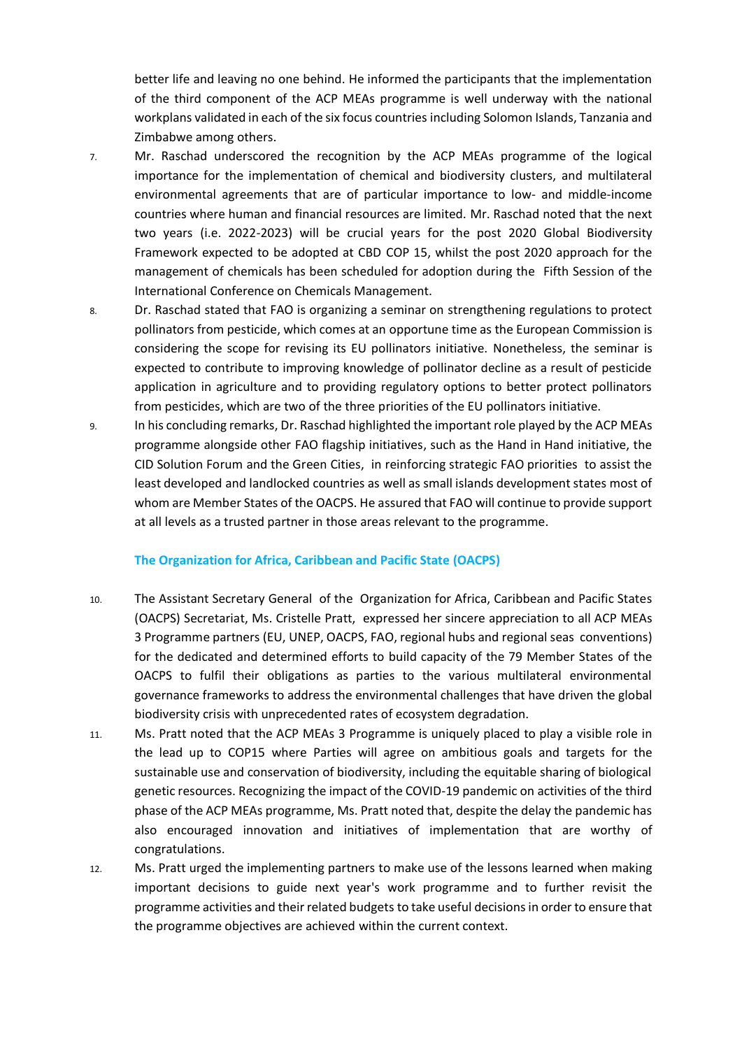better life and leaving no one behind. He informed the participants that the implementation of the third component of the ACP MEAs programme is well underway with the national workplans validated in each of the six focus countries including Solomon Islands, Tanzania and Zimbabwe among others.

7. Mr. Raschad underscored the recognition by the ACP MEAs programme of the logical importance for the implementation of chemical and biodiversity clusters, and multilateral environmental agreements that are of particular importance to low- and middle-income countries where human and financial resources are limited. Mr. Raschad noted that the next two years (i.e. 2022-2023) will be crucial years for the post 2020 Global Biodiversity Framework expected to be adopted at CBD COP 15, whilst the post 2020 approach for the management of chemicals has been scheduled for adoption during the Fifth Session of the International Conference on Chemicals Management.

8. Dr. Raschad stated that FAO is organizing a seminar on strengthening regulations to protect pollinators from pesticide, which comes at an opportune time as the European Commission is considering the scope for revising its EU pollinators initiative. Nonetheless, the seminar is expected to contribute to improving knowledge of pollinator decline as a result of pesticide application in agriculture and to providing regulatory options to better protect pollinators from pesticides, which are two of the three priorities of the EU pollinators initiative.

9. In his concluding remarks, Dr. Raschad highlighted the important role played by the ACP MEAs programme alongside other FAO flagship initiatives, such as the Hand in Hand initiative, the CID Solution Forum and the Green Cities, in reinforcing strategic FAO priorities to assist the least developed and landlocked countries as well as small islands development states most of whom are Member States of the OACPS. He assured that FAO will continue to provide support at all levels as a trusted partner in those areas relevant to the programme.

### The Organization for Africa, Caribbean and Pacific State (OACPS)

10. The Assistant Secretary General of the Organization for Africa, Caribbean and Pacific States (OACPS) Secretariat, Ms. Cristelle Pratt, expressed her sincere appreciation to all ACP MEAs 3 Programme partners (EU, UNEP, OACPS, FAO, regional hubs and regional seas conventions) for the dedicated and determined efforts to build capacity of the 79 Member States of the OACPS to fulfil their obligations as parties to the various multilateral environmental governance frameworks to address the environmental challenges that have driven the global biodiversity crisis with unprecedented rates of ecosystem degradation.

11. Ms. Pratt noted that the ACP MEAs 3 Programme is uniquely placed to play a visible role in the lead up to COP15 where Parties will agree on ambitious goals and targets for the sustainable use and conservation of biodiversity, including the equitable sharing of biological genetic resources. Recognizing the impact of the COVID-19 pandemic on activities of the third phase of the ACP MEAs programme, Ms. Pratt noted that, despite the delay the pandemic has also encouraged innovation and initiatives of implementation that are worthy of congratulations.

12. Ms. Pratt urged the implementing partners to make use of the lessons learned when making important decisions to guide next year's work programme and to further revisit the programme activities and their related budgets to take useful decisions in order to ensure that the programme objectives are achieved within the current context.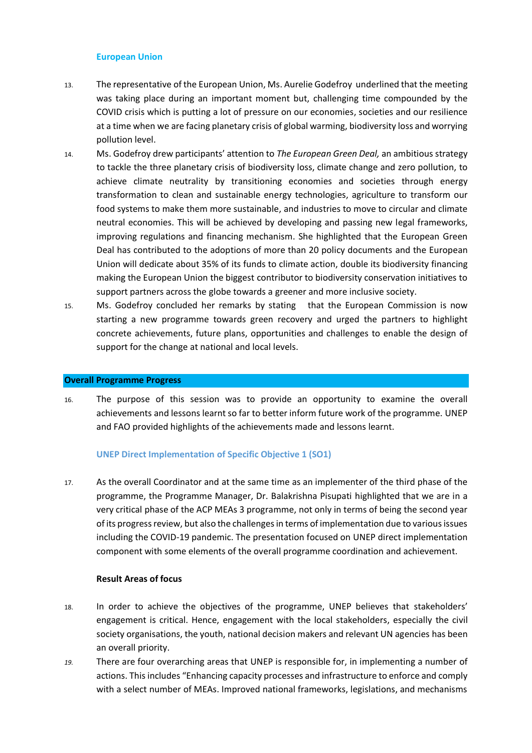### European Union

13. The representative of the European Union, Ms. Aurelie Godefroy underlined that the meeting was taking place during an important moment but, challenging time compounded by the COVID crisis which is putting a lot of pressure on our economies, societies and our resilience at a time when we are facing planetary crisis of global warming, biodiversity loss and worrying pollution level.

14. Ms. Godefroy drew participants' attention to *The European Green Deal,* an ambitious strategy to tackle the three planetary crisis of biodiversity loss, climate change and zero pollution, to achieve climate neutrality by transitioning economies and societies through energy transformation to clean and sustainable energy technologies, agriculture to transform our food systems to make them more sustainable, and industries to move to circular and climate neutral economies. This will be achieved by developing and passing new legal frameworks, improving regulations and financing mechanism. She highlighted that the European Green Deal has contributed to the adoptions of more than 20 policy documents and the European Union will dedicate about 35% of its funds to climate action, double its biodiversity financing making the European Union the biggest contributor to biodiversity conservation initiatives to support partners across the globe towards a greener and more inclusive society.

15. Ms. Godefroy concluded her remarks by stating that the European Commission is now starting a new programme towards green recovery and urged the partners to highlight concrete achievements, future plans, opportunities and challenges to enable the design of support for the change at national and local levels.

## Overall Programme Progress

16. The purpose of this session was to provide an opportunity to examine the overall achievements and lessons learnt so far to better inform future work of the programme. UNEP and FAO provided highlights of the achievements made and lessons learnt.

### UNEP Direct Implementation of Specific Objective 1 (SO1)

17. As the overall Coordinator and at the same time as an implementer of the third phase of the programme, the Programme Manager, Dr. Balakrishna Pisupati highlighted that we are in a very critical phase of the ACP MEAs 3 programme, not only in terms of being the second year of its progress review, but also the challenges in terms of implementation due to various issues including the COVID-19 pandemic. The presentation focused on UNEP direct implementation component with some elements of the overall programme coordination and achievement.

#### Result Areas of focus

18. In order to achieve the objectives of the programme, UNEP believes that stakeholders' engagement is critical. Hence, engagement with the local stakeholders, especially the civil society organisations, the youth, national decision makers and relevant UN agencies has been an overall priority.

19. There are four overarching areas that UNEP is responsible for, in implementing a number of actions. This includes "Enhancing capacity processes and infrastructure to enforce and comply with a select number of MEAs. Improved national frameworks, legislations, and mechanisms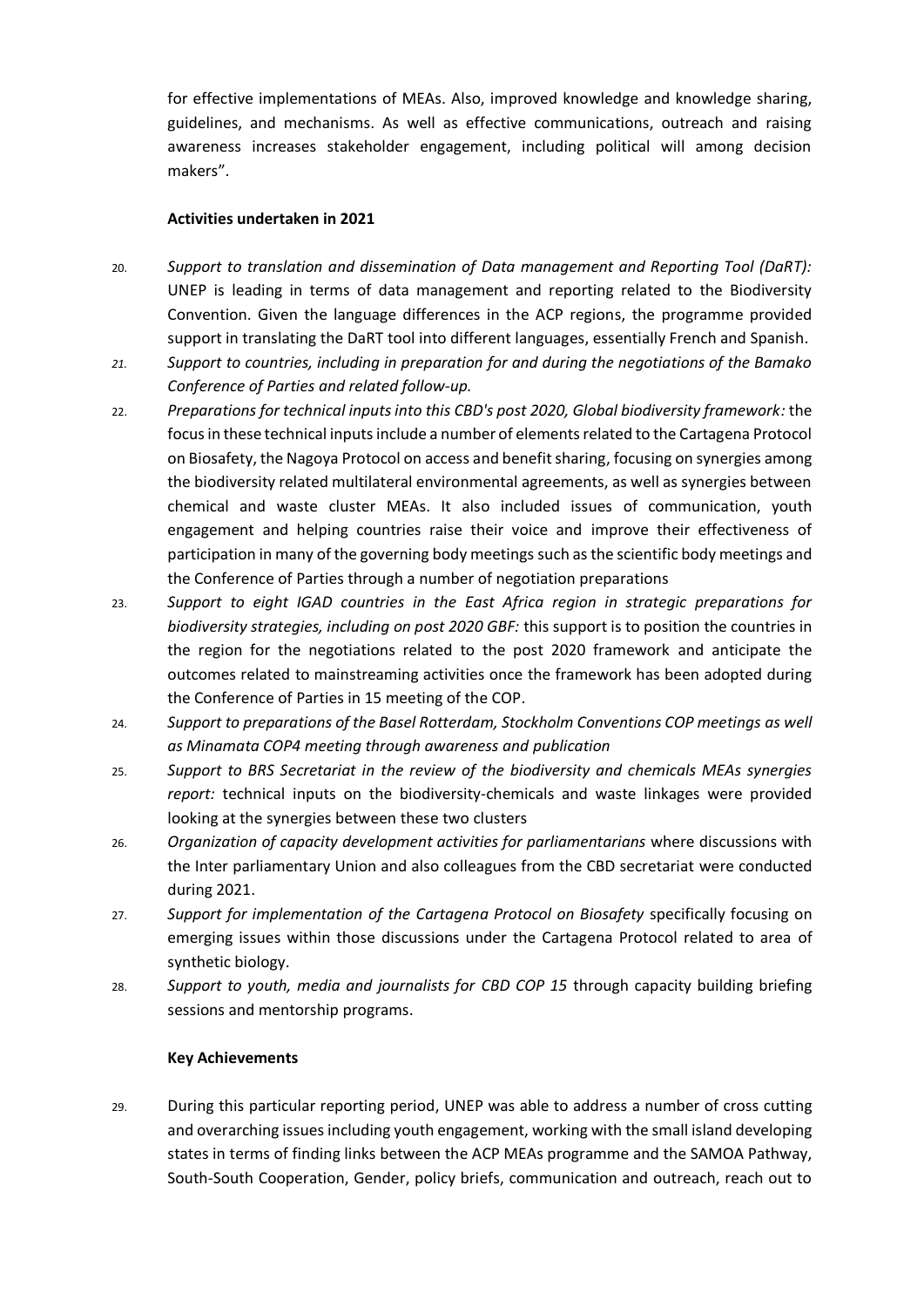for effective implementations of MEAs. Also, improved knowledge and knowledge sharing, guidelines, and mechanisms. As well as effective communications, outreach and raising awareness increases stakeholder engagement, including political will among decision makers".

**Activities undertaken in 2021**

20. *Support to translation and dissemination of Data management and Reporting Tool (DaRT):* UNEP is leading in terms of data management and reporting related to the Biodiversity Convention. Given the language differences in the ACP regions, the programme provided support in translating the DaRT tool into different languages, essentially French and Spanish.

21. *Support to countries, including in preparation for and during the negotiations of the Bamako Conference of Parties and related follow-up.*

22. *Preparations for technical inputs into this CBD's post 2020, Global biodiversity framework:* the focus in these technical inputs include a number of elements related to the Cartagena Protocol on Biosafety, the Nagoya Protocol on access and benefit sharing, focusing on synergies among the biodiversity related multilateral environmental agreements, as well as synergies between chemical and waste cluster MEAs. It also included issues of communication, youth engagement and helping countries raise their voice and improve their effectiveness of participation in many of the governing body meetings such as the scientific body meetings and the Conference of Parties through a number of negotiation preparations

23. *Support to eight IGAD countries in the East Africa region in strategic preparations for biodiversity strategies, including on post 2020 GBF:* this support is to position the countries in the region for the negotiations related to the post 2020 framework and anticipate the outcomes related to mainstreaming activities once the framework has been adopted during the Conference of Parties in 15 meeting of the COP.

24. *Support to preparations of the Basel Rotterdam, Stockholm Conventions COP meetings as well as Minamata COP4 meeting through awareness and publication*

25. *Support to BRS Secretariat in the review of the biodiversity and chemicals MEAs synergies report:* technical inputs on the biodiversity-chemicals and waste linkages were provided looking at the synergies between these two clusters

26. *Organization of capacity development activities for parliamentarians* where discussions with the Inter parliamentary Union and also colleagues from the CBD secretariat were conducted during 2021.

27. *Support for implementation of the Cartagena Protocol on Biosafety* specifically focusing on emerging issues within those discussions under the Cartagena Protocol related to area of synthetic biology.

28. *Support to youth, media and journalists for CBD COP 15* through capacity building briefing sessions and mentorship programs.

**Key Achievements**

29. During this particular reporting period, UNEP was able to address a number of cross cutting and overarching issues including youth engagement, working with the small island developing states in terms of finding links between the ACP MEAs programme and the SAMOA Pathway, South-South Cooperation, Gender, policy briefs, communication and outreach, reach out to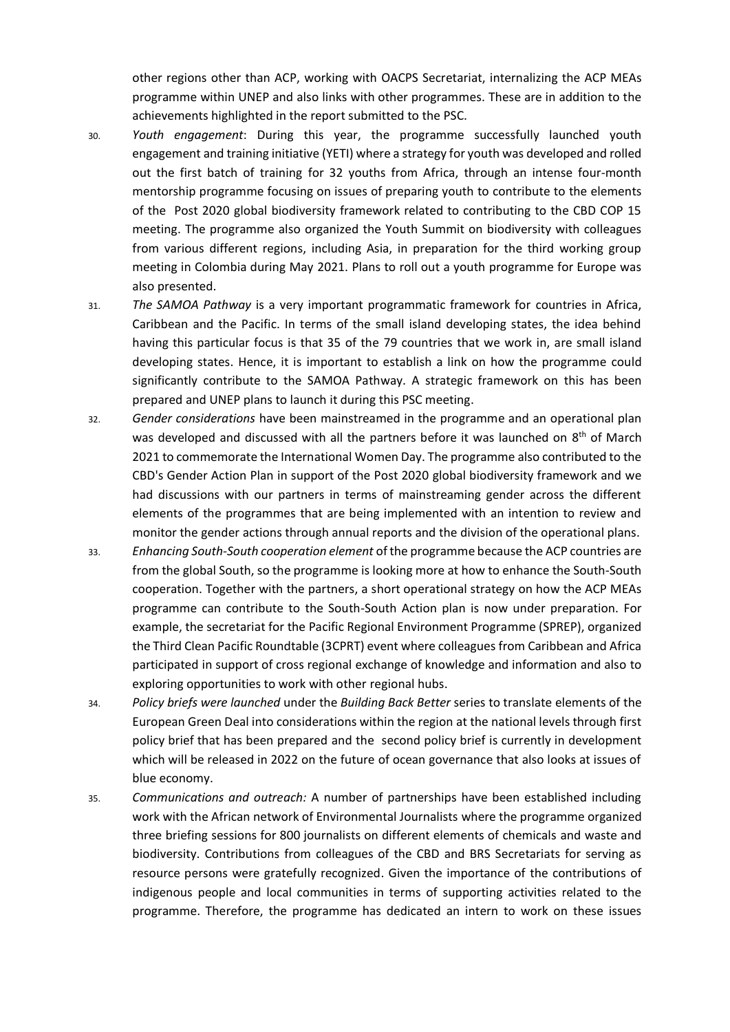other regions other than ACP, working with OACPS Secretariat, internalizing the ACP MEAs programme within UNEP and also links with other programmes. These are in addition to the achievements highlighted in the report submitted to the PSC.

30. *Youth engagement*: During this year, the programme successfully launched youth engagement and training initiative (YETI) where a strategy for youth was developed and rolled out the first batch of training for 32 youths from Africa, through an intense four-month mentorship programme focusing on issues of preparing youth to contribute to the elements of the Post 2020 global biodiversity framework related to contributing to the CBD COP 15 meeting. The programme also organized the Youth Summit on biodiversity with colleagues from various different regions, including Asia, in preparation for the third working group meeting in Colombia during May 2021. Plans to roll out a youth programme for Europe was also presented.

31. *The SAMOA Pathway* is a very important programmatic framework for countries in Africa, Caribbean and the Pacific. In terms of the small island developing states, the idea behind having this particular focus is that 35 of the 79 countries that we work in, are small island developing states. Hence, it is important to establish a link on how the programme could significantly contribute to the SAMOA Pathway. A strategic framework on this has been prepared and UNEP plans to launch it during this PSC meeting.

32. *Gender considerations* have been mainstreamed in the programme and an operational plan was developed and discussed with all the partners before it was launched on 8th of March 2021 to commemorate the International Women Day. The programme also contributed to the CBD's Gender Action Plan in support of the Post 2020 global biodiversity framework and we had discussions with our partners in terms of mainstreaming gender across the different elements of the programmes that are being implemented with an intention to review and monitor the gender actions through annual reports and the division of the operational plans.

33. *Enhancing South-South cooperation element* of the programme because the ACP countries are from the global South, so the programme is looking more at how to enhance the South-South cooperation. Together with the partners, a short operational strategy on how the ACP MEAs programme can contribute to the South-South Action plan is now under preparation. For example, the secretariat for the Pacific Regional Environment Programme (SPREP), organized the Third Clean Pacific Roundtable (3CPRT) event where colleagues from Caribbean and Africa participated in support of cross regional exchange of knowledge and information and also to exploring opportunities to work with other regional hubs.

34. *Policy briefs were launched* under the *Building Back Better* series to translate elements of the European Green Deal into considerations within the region at the national levels through first policy brief that has been prepared and the second policy brief is currently in development which will be released in 2022 on the future of ocean governance that also looks at issues of blue economy.

35. *Communications and outreach:* A number of partnerships have been established including work with the African network of Environmental Journalists where the programme organized three briefing sessions for 800 journalists on different elements of chemicals and waste and biodiversity. Contributions from colleagues of the CBD and BRS Secretariats for serving as resource persons were gratefully recognized. Given the importance of the contributions of indigenous people and local communities in terms of supporting activities related to the programme. Therefore, the programme has dedicated an intern to work on these issues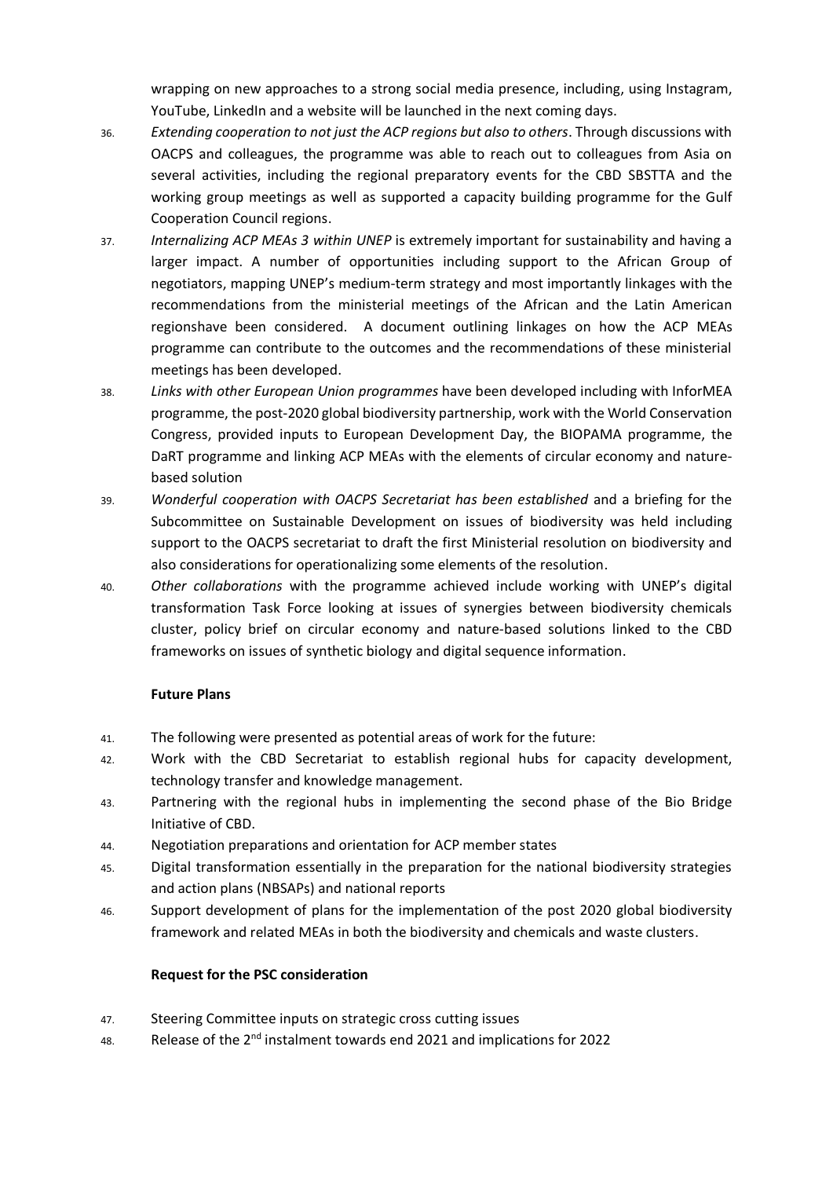wrapping on new approaches to a strong social media presence, including, using Instagram, YouTube, LinkedIn and a website will be launched in the next coming days.

36. *Extending cooperation to not just the ACP regions but also to others*. Through discussions with OACPS and colleagues, the programme was able to reach out to colleagues from Asia on several activities, including the regional preparatory events for the CBD SBSTTA and the working group meetings as well as supported a capacity building programme for the Gulf Cooperation Council regions.

37. *Internalizing ACP MEAs 3 within UNEP* is extremely important for sustainability and having a larger impact. A number of opportunities including support to the African Group of negotiators, mapping UNEP's medium-term strategy and most importantly linkages with the recommendations from the ministerial meetings of the African and the Latin American regionshave been considered. A document outlining linkages on how the ACP MEAs programme can contribute to the outcomes and the recommendations of these ministerial meetings has been developed.

38. *Links with other European Union programmes* have been developed including with InforMEA programme, the post-2020 global biodiversity partnership, work with the World Conservation Congress, provided inputs to European Development Day, the BIOPAMA programme, the DaRT programme and linking ACP MEAs with the elements of circular economy and nature-based solution

39. *Wonderful cooperation with OACPS Secretariat has been established* and a briefing for the Subcommittee on Sustainable Development on issues of biodiversity was held including support to the OACPS secretariat to draft the first Ministerial resolution on biodiversity and also considerations for operationalizing some elements of the resolution.

40. *Other collaborations* with the programme achieved include working with UNEP's digital transformation Task Force looking at issues of synergies between biodiversity chemicals cluster, policy brief on circular economy and nature-based solutions linked to the CBD frameworks on issues of synthetic biology and digital sequence information.

**Future Plans**

41. The following were presented as potential areas of work for the future:

42. Work with the CBD Secretariat to establish regional hubs for capacity development, technology transfer and knowledge management.

43. Partnering with the regional hubs in implementing the second phase of the Bio Bridge Initiative of CBD.

44. Negotiation preparations and orientation for ACP member states

45. Digital transformation essentially in the preparation for the national biodiversity strategies and action plans (NBSAPs) and national reports

46. Support development of plans for the implementation of the post 2020 global biodiversity framework and related MEAs in both the biodiversity and chemicals and waste clusters.

**Request for the PSC consideration**

47. Steering Committee inputs on strategic cross cutting issues

48. Release of the 2nd instalment towards end 2021 and implications for 2022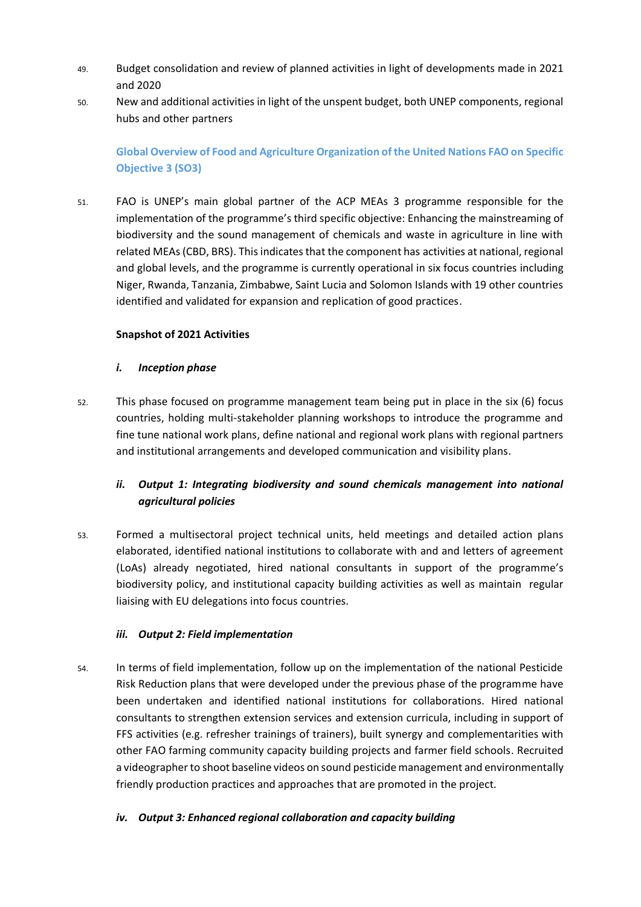49. Budget consolidation and review of planned activities in light of developments made in 2021 and 2020

50. New and additional activities in light of the unspent budget, both UNEP components, regional hubs and other partners

## Global Overview of Food and Agriculture Organization of the United Nations FAO on Specific Objective 3 (SO3)

51. FAO is UNEP's main global partner of the ACP MEAs 3 programme responsible for the implementation of the programme's third specific objective: Enhancing the mainstreaming of biodiversity and the sound management of chemicals and waste in agriculture in line with related MEAs (CBD, BRS). This indicates that the component has activities at national, regional and global levels, and the programme is currently operational in six focus countries including Niger, Rwanda, Tanzania, Zimbabwe, Saint Lucia and Solomon Islands with 19 other countries identified and validated for expansion and replication of good practices.

**Snapshot of 2021 Activities**

***i. Inception phase***

52. This phase focused on programme management team being put in place in the six (6) focus countries, holding multi-stakeholder planning workshops to introduce the programme and fine tune national work plans, define national and regional work plans with regional partners and institutional arrangements and developed communication and visibility plans.

***ii. Output 1: Integrating biodiversity and sound chemicals management into national agricultural policies***

53. Formed a multisectoral project technical units, held meetings and detailed action plans elaborated, identified national institutions to collaborate with and and letters of agreement (LoAs) already negotiated, hired national consultants in support of the programme's biodiversity policy, and institutional capacity building activities as well as maintain regular liaising with EU delegations into focus countries.

***iii. Output 2: Field implementation***

54. In terms of field implementation, follow up on the implementation of the national Pesticide Risk Reduction plans that were developed under the previous phase of the programme have been undertaken and identified national institutions for collaborations. Hired national consultants to strengthen extension services and extension curricula, including in support of FFS activities (e.g. refresher trainings of trainers), built synergy and complementarities with other FAO farming community capacity building projects and farmer field schools. Recruited a videographer to shoot baseline videos on sound pesticide management and environmentally friendly production practices and approaches that are promoted in the project.

***iv. Output 3: Enhanced regional collaboration and capacity building***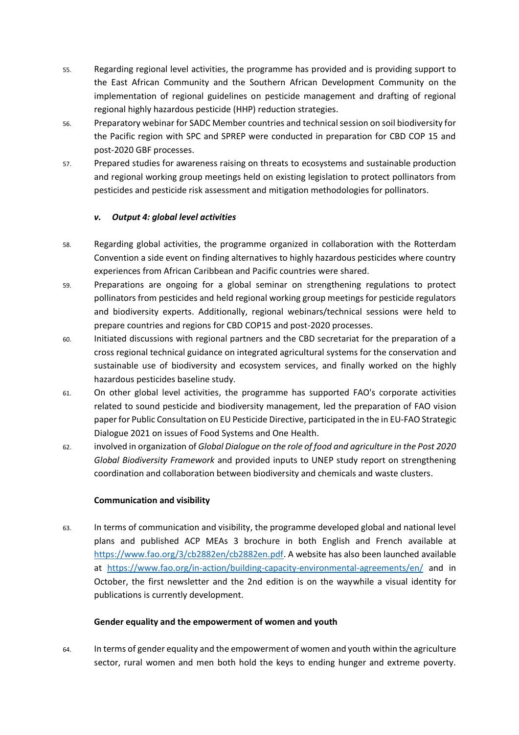55. Regarding regional level activities, the programme has provided and is providing support to the East African Community and the Southern African Development Community on the implementation of regional guidelines on pesticide management and drafting of regional regional highly hazardous pesticide (HHP) reduction strategies.
56. Preparatory webinar for SADC Member countries and technical session on soil biodiversity for the Pacific region with SPC and SPREP were conducted in preparation for CBD COP 15 and post-2020 GBF processes.
57. Prepared studies for awareness raising on threats to ecosystems and sustainable production and regional working group meetings held on existing legislation to protect pollinators from pesticides and pesticide risk assessment and mitigation methodologies for pollinators.

#### *v. Output 4: global level activities*

58. Regarding global activities, the programme organized in collaboration with the Rotterdam Convention a side event on finding alternatives to highly hazardous pesticides where country experiences from African Caribbean and Pacific countries were shared.
59. Preparations are ongoing for a global seminar on strengthening regulations to protect pollinators from pesticides and held regional working group meetings for pesticide regulators and biodiversity experts. Additionally, regional webinars/technical sessions were held to prepare countries and regions for CBD COP15 and post-2020 processes.
60. Initiated discussions with regional partners and the CBD secretariat for the preparation of a cross regional technical guidance on integrated agricultural systems for the conservation and sustainable use of biodiversity and ecosystem services, and finally worked on the highly hazardous pesticides baseline study.
61. On other global level activities, the programme has supported FAO's corporate activities related to sound pesticide and biodiversity management, led the preparation of FAO vision paper for Public Consultation on EU Pesticide Directive, participated in the in EU-FAO Strategic Dialogue 2021 on issues of Food Systems and One Health.
62. involved in organization of *Global Dialogue on the role of food and agriculture in the Post 2020 Global Biodiversity Framework* and provided inputs to UNEP study report on strengthening coordination and collaboration between biodiversity and chemicals and waste clusters.

#### **Communication and visibility**

63. In terms of communication and visibility, the programme developed global and national level plans and published ACP MEAs 3 brochure in both English and French available at https://www.fao.org/3/cb2882en/cb2882en.pdf. A website has also been launched available at https://www.fao.org/in-action/building-capacity-environmental-agreements/en/ and in October, the first newsletter and the 2nd edition is on the waywhile a visual identity for publications is currently development.

#### **Gender equality and the empowerment of women and youth**

64. In terms of gender equality and the empowerment of women and youth within the agriculture sector, rural women and men both hold the keys to ending hunger and extreme poverty.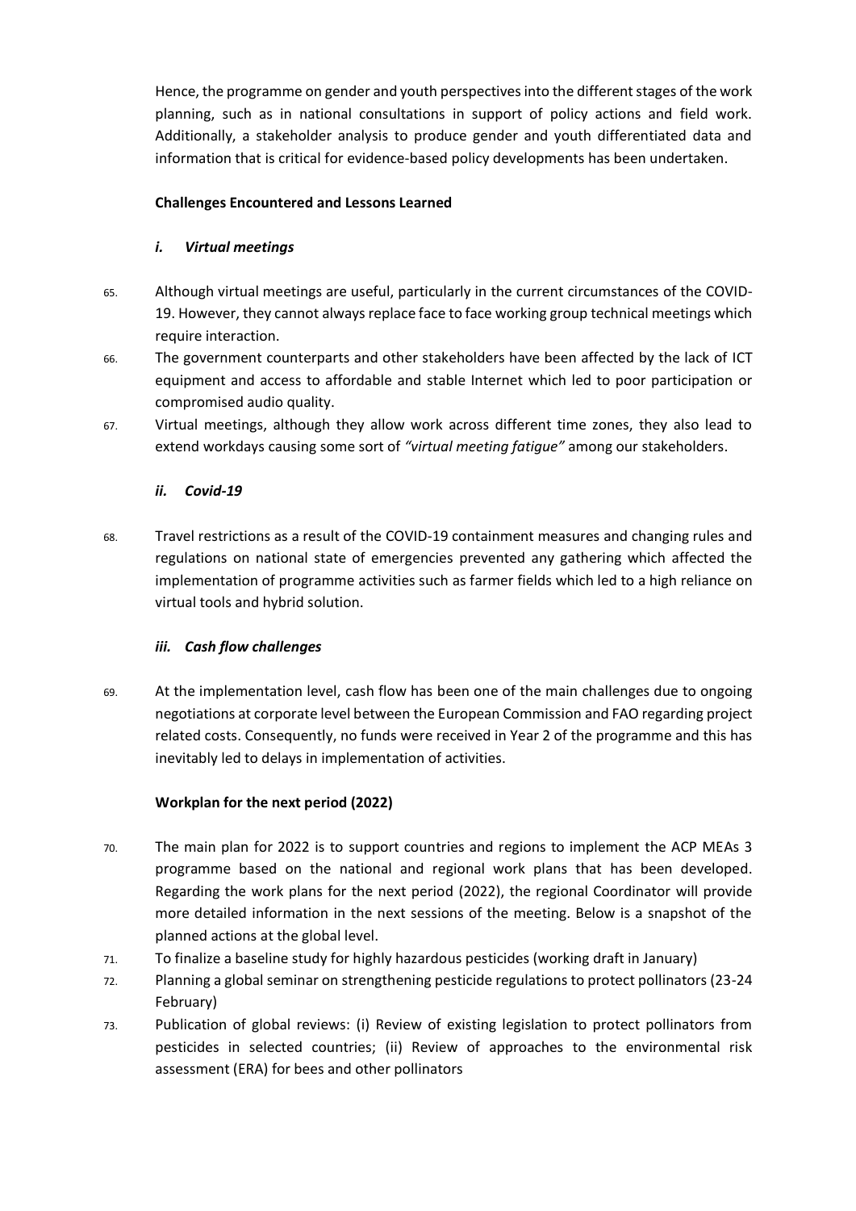Hence, the programme on gender and youth perspectives into the different stages of the work planning, such as in national consultations in support of policy actions and field work. Additionally, a stakeholder analysis to produce gender and youth differentiated data and information that is critical for evidence-based policy developments has been undertaken.

**Challenges Encountered and Lessons Learned**

***i. Virtual meetings***

65. Although virtual meetings are useful, particularly in the current circumstances of the COVID-19. However, they cannot always replace face to face working group technical meetings which require interaction.
66. The government counterparts and other stakeholders have been affected by the lack of ICT equipment and access to affordable and stable Internet which led to poor participation or compromised audio quality.
67. Virtual meetings, although they allow work across different time zones, they also lead to extend workdays causing some sort of *"virtual meeting fatigue"* among our stakeholders.

***ii. Covid-19***

68. Travel restrictions as a result of the COVID-19 containment measures and changing rules and regulations on national state of emergencies prevented any gathering which affected the implementation of programme activities such as farmer fields which led to a high reliance on virtual tools and hybrid solution.

***iii. Cash flow challenges***

69. At the implementation level, cash flow has been one of the main challenges due to ongoing negotiations at corporate level between the European Commission and FAO regarding project related costs. Consequently, no funds were received in Year 2 of the programme and this has inevitably led to delays in implementation of activities.

**Workplan for the next period (2022)**

70. The main plan for 2022 is to support countries and regions to implement the ACP MEAs 3 programme based on the national and regional work plans that has been developed. Regarding the work plans for the next period (2022), the regional Coordinator will provide more detailed information in the next sessions of the meeting. Below is a snapshot of the planned actions at the global level.
71. To finalize a baseline study for highly hazardous pesticides (working draft in January)
72. Planning a global seminar on strengthening pesticide regulations to protect pollinators (23-24 February)
73. Publication of global reviews: (i) Review of existing legislation to protect pollinators from pesticides in selected countries; (ii) Review of approaches to the environmental risk assessment (ERA) for bees and other pollinators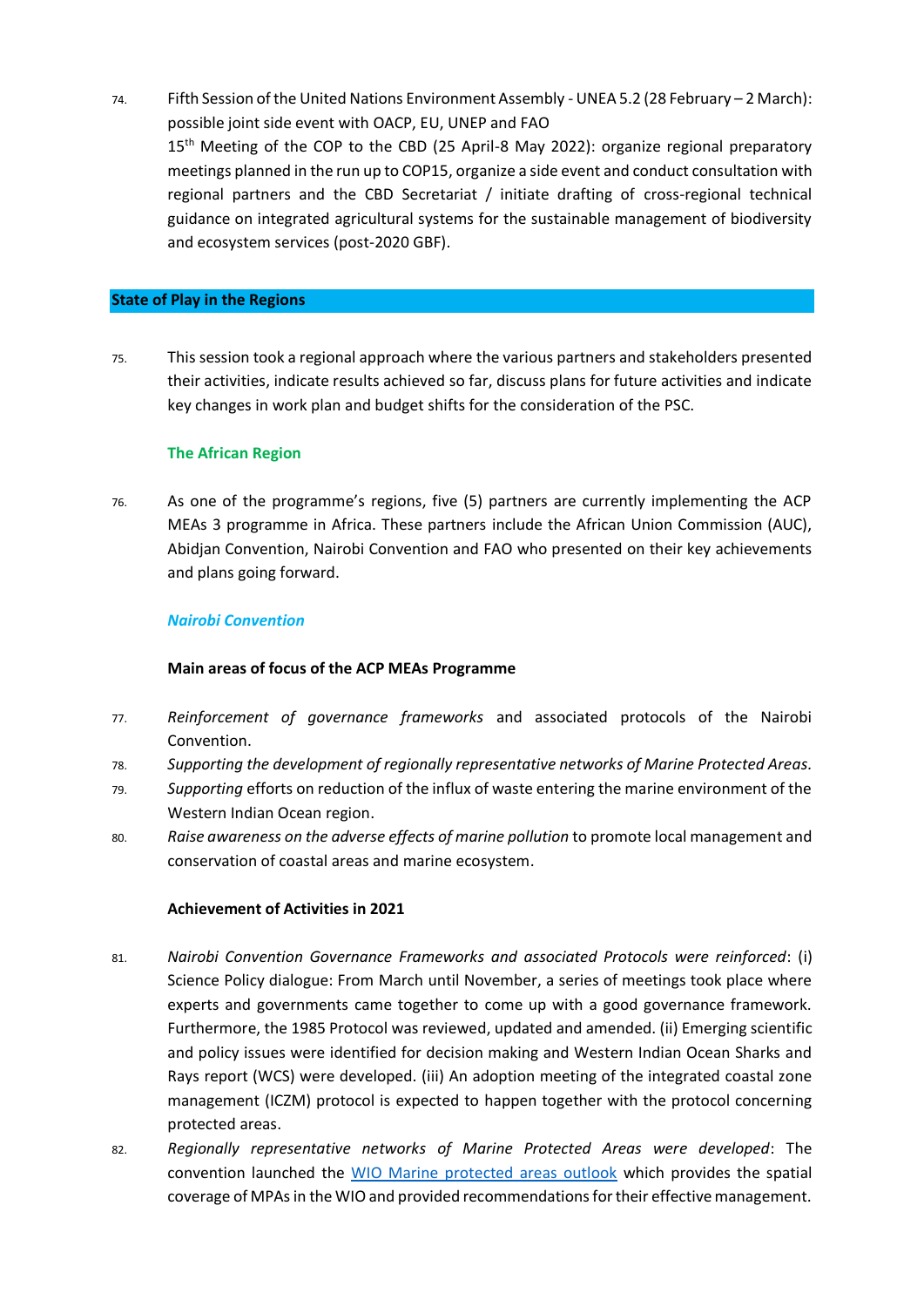74. Fifth Session of the United Nations Environment Assembly - UNEA 5.2 (28 February – 2 March): possible joint side event with OACP, EU, UNEP and FAO

15th Meeting of the COP to the CBD (25 April-8 May 2022): organize regional preparatory meetings planned in the run up to COP15, organize a side event and conduct consultation with regional partners and the CBD Secretariat / initiate drafting of cross-regional technical guidance on integrated agricultural systems for the sustainable management of biodiversity and ecosystem services (post-2020 GBF).

## State of Play in the Regions

75. This session took a regional approach where the various partners and stakeholders presented their activities, indicate results achieved so far, discuss plans for future activities and indicate key changes in work plan and budget shifts for the consideration of the PSC.

### The African Region

76. As one of the programme's regions, five (5) partners are currently implementing the ACP MEAs 3 programme in Africa. These partners include the African Union Commission (AUC), Abidjan Convention, Nairobi Convention and FAO who presented on their key achievements and plans going forward.

#### *Nairobi Convention*

**Main areas of focus of the ACP MEAs Programme**

77. *Reinforcement of governance frameworks* and associated protocols of the Nairobi Convention.
78. *Supporting the development of regionally representative networks of Marine Protected Areas.*
79. *Supporting* efforts on reduction of the influx of waste entering the marine environment of the Western Indian Ocean region.
80. *Raise awareness on the adverse effects of marine pollution* to promote local management and conservation of coastal areas and marine ecosystem.

**Achievement of Activities in 2021**

81. *Nairobi Convention Governance Frameworks and associated Protocols were reinforced*: (i) Science Policy dialogue: From March until November, a series of meetings took place where experts and governments came together to come up with a good governance framework. Furthermore, the 1985 Protocol was reviewed, updated and amended. (ii) Emerging scientific and policy issues were identified for decision making and Western Indian Ocean Sharks and Rays report (WCS) were developed. (iii) An adoption meeting of the integrated coastal zone management (ICZM) protocol is expected to happen together with the protocol concerning protected areas.
82. *Regionally representative networks of Marine Protected Areas were developed*: The convention launched the WIO Marine protected areas outlook which provides the spatial coverage of MPAs in the WIO and provided recommendations for their effective management.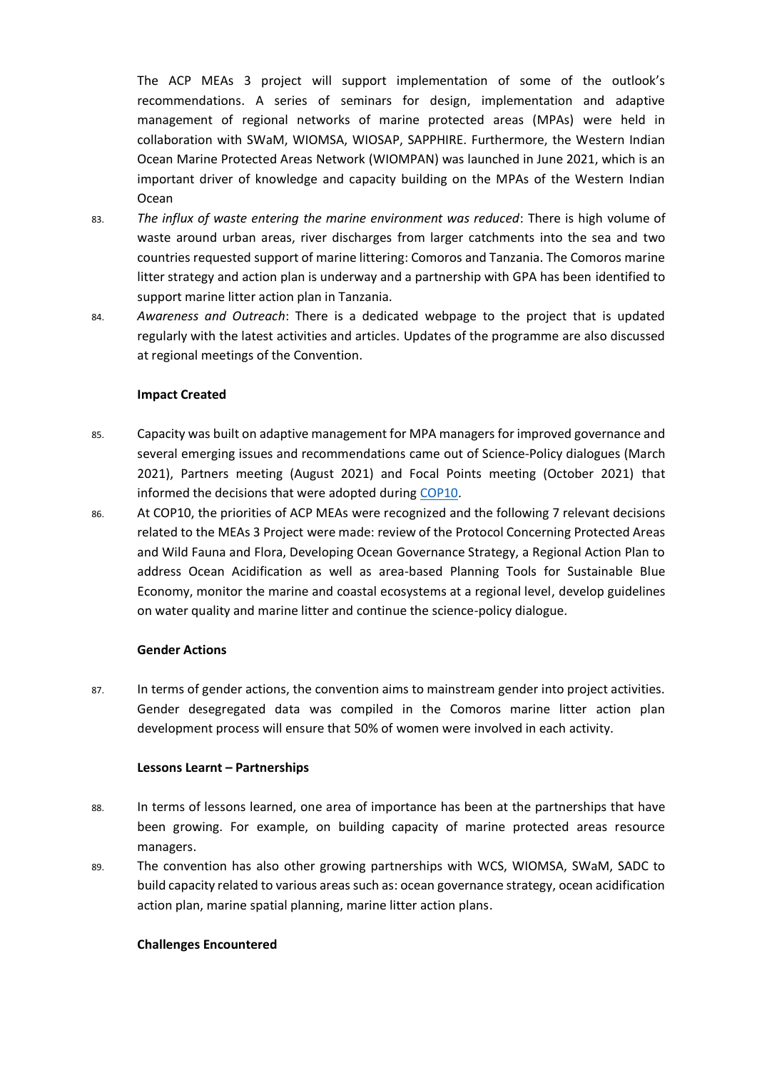The ACP MEAs 3 project will support implementation of some of the outlook's recommendations. A series of seminars for design, implementation and adaptive management of regional networks of marine protected areas (MPAs) were held in collaboration with SWaM, WIOMSA, WIOSAP, SAPPHIRE. Furthermore, the Western Indian Ocean Marine Protected Areas Network (WIOMPAN) was launched in June 2021, which is an important driver of knowledge and capacity building on the MPAs of the Western Indian Ocean

83. *The influx of waste entering the marine environment was reduced*: There is high volume of waste around urban areas, river discharges from larger catchments into the sea and two countries requested support of marine littering: Comoros and Tanzania. The Comoros marine litter strategy and action plan is underway and a partnership with GPA has been identified to support marine litter action plan in Tanzania.

84. *Awareness and Outreach*: There is a dedicated webpage to the project that is updated regularly with the latest activities and articles. Updates of the programme are also discussed at regional meetings of the Convention.

**Impact Created**

85. Capacity was built on adaptive management for MPA managers for improved governance and several emerging issues and recommendations came out of Science-Policy dialogues (March 2021), Partners meeting (August 2021) and Focal Points meeting (October 2021) that informed the decisions that were adopted during COP10.

86. At COP10, the priorities of ACP MEAs were recognized and the following 7 relevant decisions related to the MEAs 3 Project were made: review of the Protocol Concerning Protected Areas and Wild Fauna and Flora, Developing Ocean Governance Strategy, a Regional Action Plan to address Ocean Acidification as well as area-based Planning Tools for Sustainable Blue Economy, monitor the marine and coastal ecosystems at a regional level, develop guidelines on water quality and marine litter and continue the science-policy dialogue.

**Gender Actions**

87. In terms of gender actions, the convention aims to mainstream gender into project activities. Gender desegregated data was compiled in the Comoros marine litter action plan development process will ensure that 50% of women were involved in each activity.

**Lessons Learnt – Partnerships**

88. In terms of lessons learned, one area of importance has been at the partnerships that have been growing. For example, on building capacity of marine protected areas resource managers.

89. The convention has also other growing partnerships with WCS, WIOMSA, SWaM, SADC to build capacity related to various areas such as: ocean governance strategy, ocean acidification action plan, marine spatial planning, marine litter action plans.

**Challenges Encountered**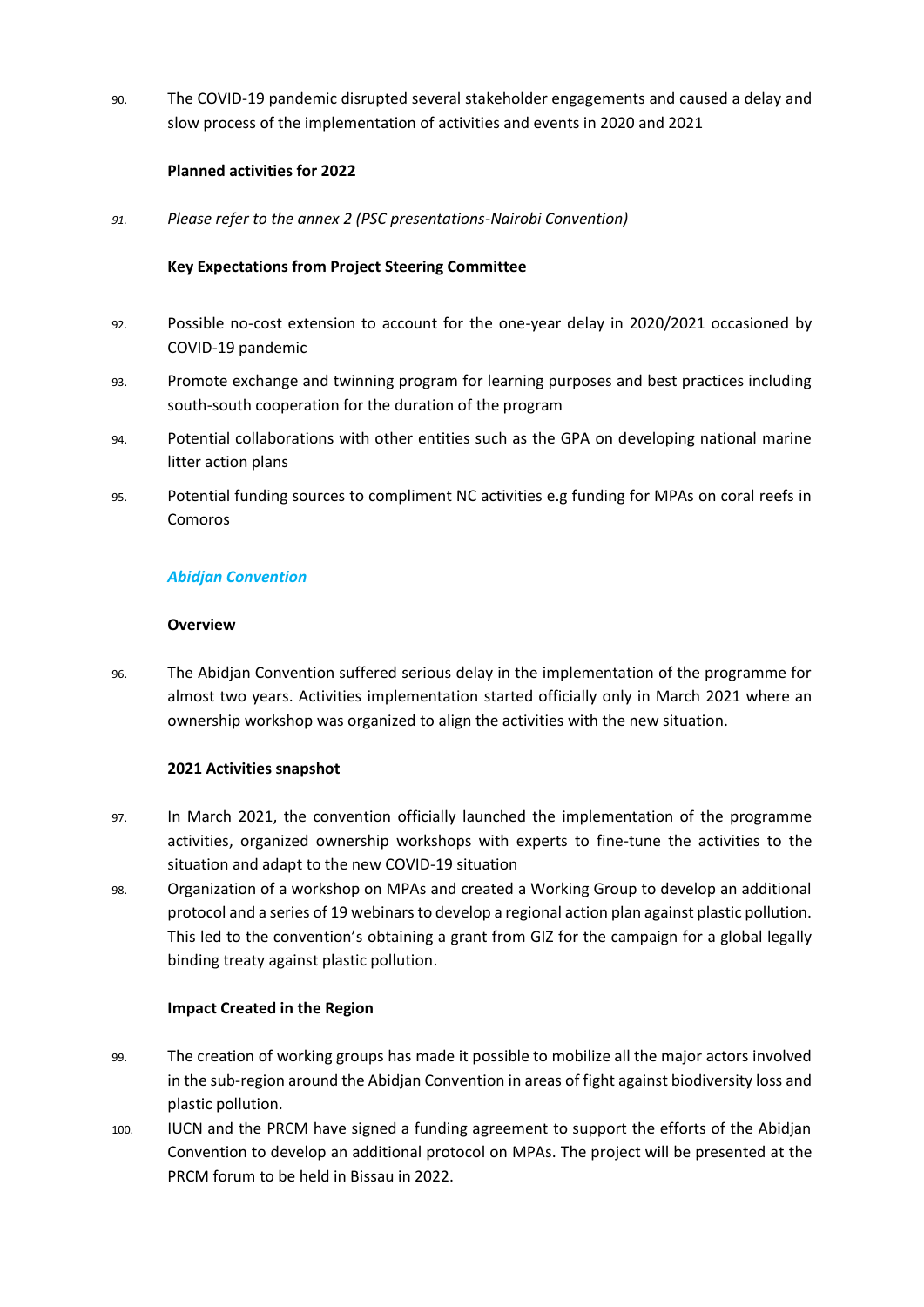90. The COVID-19 pandemic disrupted several stakeholder engagements and caused a delay and slow process of the implementation of activities and events in 2020 and 2021

**Planned activities for 2022**

91. *Please refer to the annex 2 (PSC presentations-Nairobi Convention)*

**Key Expectations from Project Steering Committee**

92. Possible no-cost extension to account for the one-year delay in 2020/2021 occasioned by COVID-19 pandemic

93. Promote exchange and twinning program for learning purposes and best practices including south-south cooperation for the duration of the program

94. Potential collaborations with other entities such as the GPA on developing national marine litter action plans

95. Potential funding sources to compliment NC activities e.g funding for MPAs on coral reefs in Comoros

### ***Abidjan Convention***

**Overview**

96. The Abidjan Convention suffered serious delay in the implementation of the programme for almost two years. Activities implementation started officially only in March 2021 where an ownership workshop was organized to align the activities with the new situation.

**2021 Activities snapshot**

97. In March 2021, the convention officially launched the implementation of the programme activities, organized ownership workshops with experts to fine-tune the activities to the situation and adapt to the new COVID-19 situation

98. Organization of a workshop on MPAs and created a Working Group to develop an additional protocol and a series of 19 webinars to develop a regional action plan against plastic pollution. This led to the convention's obtaining a grant from GIZ for the campaign for a global legally binding treaty against plastic pollution.

**Impact Created in the Region**

99. The creation of working groups has made it possible to mobilize all the major actors involved in the sub-region around the Abidjan Convention in areas of fight against biodiversity loss and plastic pollution.

100. IUCN and the PRCM have signed a funding agreement to support the efforts of the Abidjan Convention to develop an additional protocol on MPAs. The project will be presented at the PRCM forum to be held in Bissau in 2022.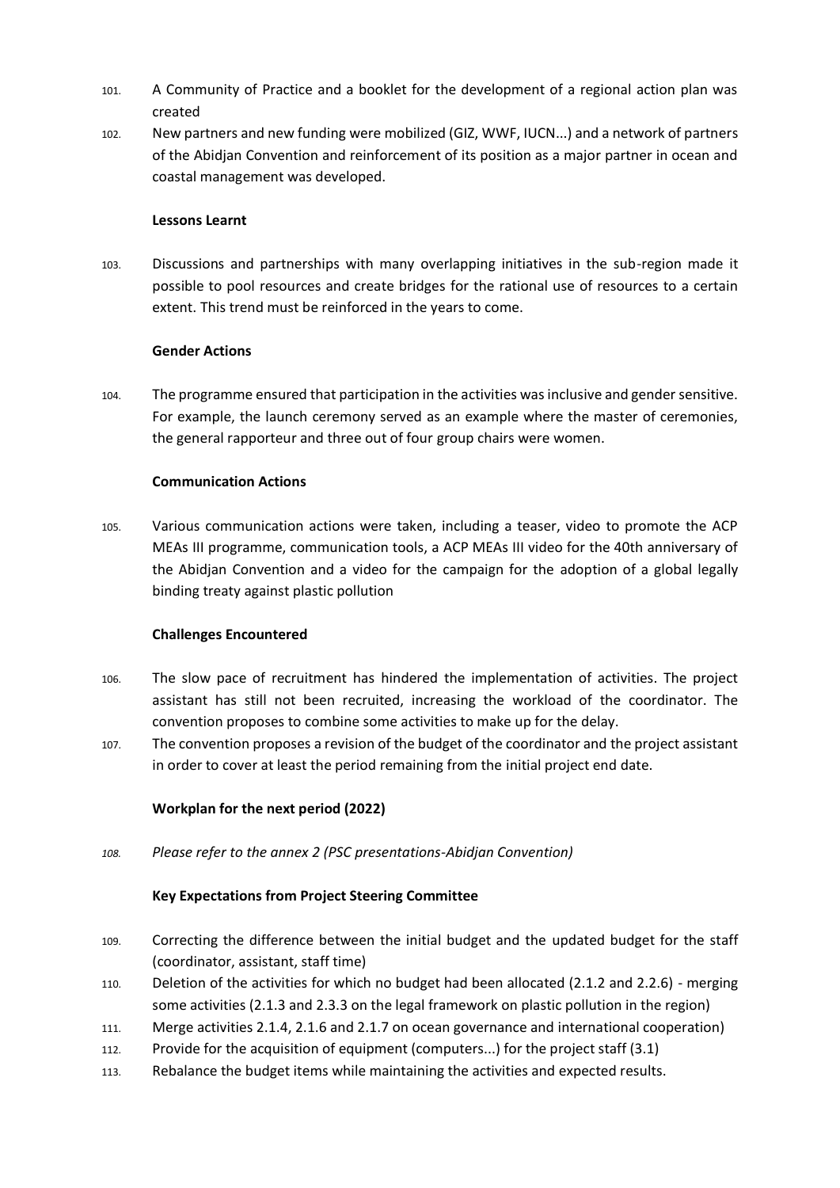101. A Community of Practice and a booklet for the development of a regional action plan was created

102. New partners and new funding were mobilized (GIZ, WWF, IUCN...) and a network of partners of the Abidjan Convention and reinforcement of its position as a major partner in ocean and coastal management was developed.

**Lessons Learnt**

103. Discussions and partnerships with many overlapping initiatives in the sub-region made it possible to pool resources and create bridges for the rational use of resources to a certain extent. This trend must be reinforced in the years to come.

**Gender Actions**

104. The programme ensured that participation in the activities was inclusive and gender sensitive. For example, the launch ceremony served as an example where the master of ceremonies, the general rapporteur and three out of four group chairs were women.

**Communication Actions**

105. Various communication actions were taken, including a teaser, video to promote the ACP MEAs III programme, communication tools, a ACP MEAs III video for the 40th anniversary of the Abidjan Convention and a video for the campaign for the adoption of a global legally binding treaty against plastic pollution

**Challenges Encountered**

106. The slow pace of recruitment has hindered the implementation of activities. The project assistant has still not been recruited, increasing the workload of the coordinator. The convention proposes to combine some activities to make up for the delay.

107. The convention proposes a revision of the budget of the coordinator and the project assistant in order to cover at least the period remaining from the initial project end date.

**Workplan for the next period (2022)**

108. *Please refer to the annex 2 (PSC presentations-Abidjan Convention)*

**Key Expectations from Project Steering Committee**

109. Correcting the difference between the initial budget and the updated budget for the staff (coordinator, assistant, staff time)

110. Deletion of the activities for which no budget had been allocated (2.1.2 and 2.2.6) - merging some activities (2.1.3 and 2.3.3 on the legal framework on plastic pollution in the region)

111. Merge activities 2.1.4, 2.1.6 and 2.1.7 on ocean governance and international cooperation)

112. Provide for the acquisition of equipment (computers...) for the project staff (3.1)

113. Rebalance the budget items while maintaining the activities and expected results.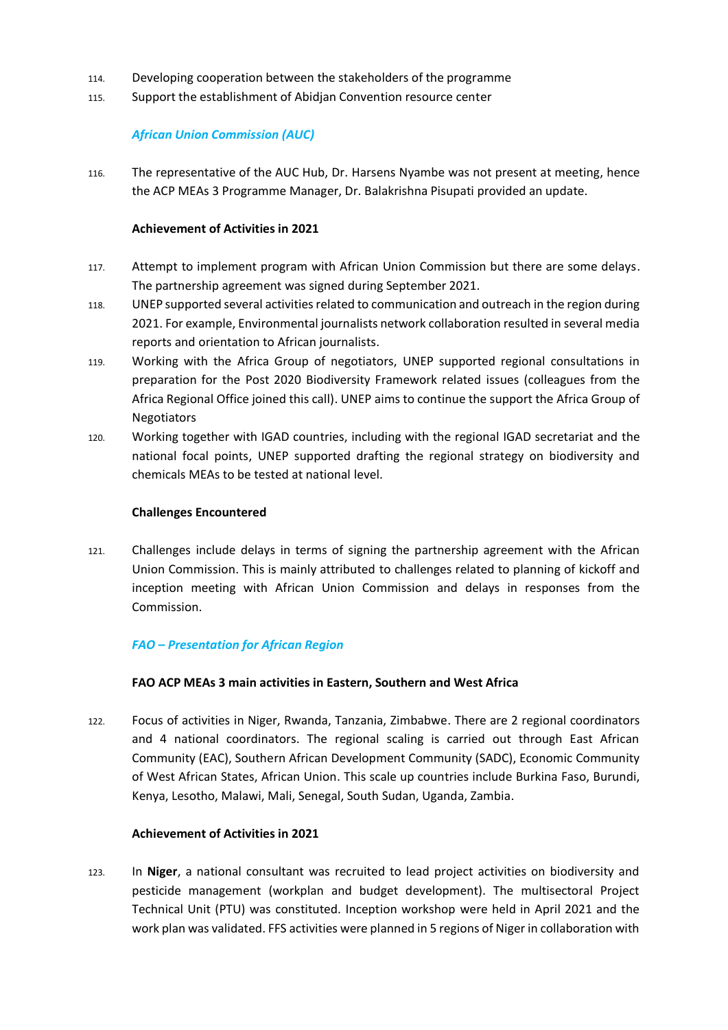114. Developing cooperation between the stakeholders of the programme

115. Support the establishment of Abidjan Convention resource center

### *African Union Commission (AUC)*

116. The representative of the AUC Hub, Dr. Harsens Nyambe was not present at meeting, hence the ACP MEAs 3 Programme Manager, Dr. Balakrishna Pisupati provided an update.

**Achievement of Activities in 2021**

117. Attempt to implement program with African Union Commission but there are some delays. The partnership agreement was signed during September 2021.

118. UNEP supported several activities related to communication and outreach in the region during 2021. For example, Environmental journalists network collaboration resulted in several media reports and orientation to African journalists.

119. Working with the Africa Group of negotiators, UNEP supported regional consultations in preparation for the Post 2020 Biodiversity Framework related issues (colleagues from the Africa Regional Office joined this call). UNEP aims to continue the support the Africa Group of Negotiators

120. Working together with IGAD countries, including with the regional IGAD secretariat and the national focal points, UNEP supported drafting the regional strategy on biodiversity and chemicals MEAs to be tested at national level.

**Challenges Encountered**

121. Challenges include delays in terms of signing the partnership agreement with the African Union Commission. This is mainly attributed to challenges related to planning of kickoff and inception meeting with African Union Commission and delays in responses from the Commission.

### *FAO – Presentation for African Region*

**FAO ACP MEAs 3 main activities in Eastern, Southern and West Africa**

122. Focus of activities in Niger, Rwanda, Tanzania, Zimbabwe. There are 2 regional coordinators and 4 national coordinators. The regional scaling is carried out through East African Community (EAC), Southern African Development Community (SADC), Economic Community of West African States, African Union. This scale up countries include Burkina Faso, Burundi, Kenya, Lesotho, Malawi, Mali, Senegal, South Sudan, Uganda, Zambia.

**Achievement of Activities in 2021**

123. In **Niger**, a national consultant was recruited to lead project activities on biodiversity and pesticide management (workplan and budget development). The multisectoral Project Technical Unit (PTU) was constituted. Inception workshop were held in April 2021 and the work plan was validated. FFS activities were planned in 5 regions of Niger in collaboration with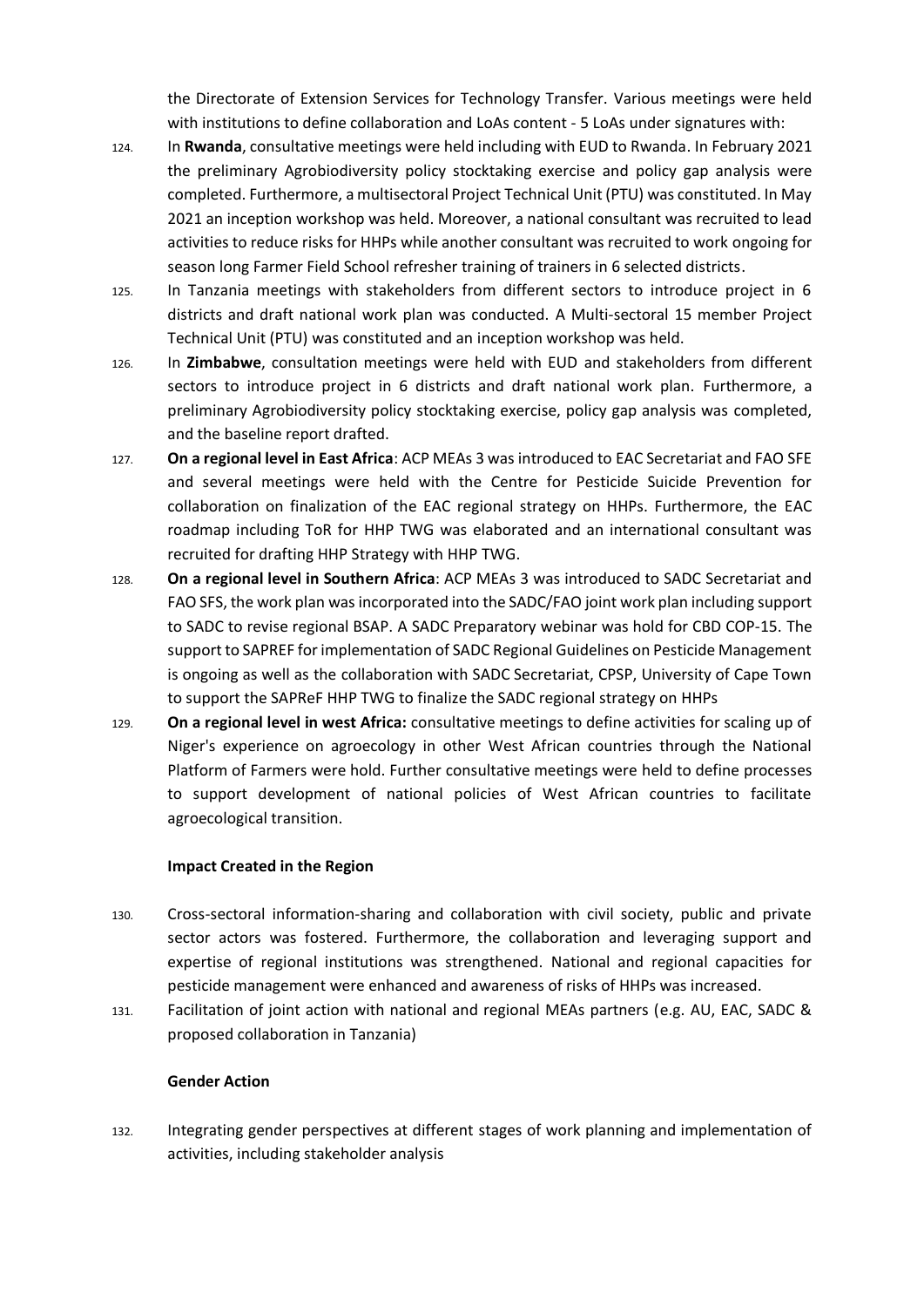the Directorate of Extension Services for Technology Transfer. Various meetings were held with institutions to define collaboration and LoAs content - 5 LoAs under signatures with:

124. In **Rwanda**, consultative meetings were held including with EUD to Rwanda. In February 2021 the preliminary Agrobiodiversity policy stocktaking exercise and policy gap analysis were completed. Furthermore, a multisectoral Project Technical Unit (PTU) was constituted. In May 2021 an inception workshop was held. Moreover, a national consultant was recruited to lead activities to reduce risks for HHPs while another consultant was recruited to work ongoing for season long Farmer Field School refresher training of trainers in 6 selected districts.

125. In Tanzania meetings with stakeholders from different sectors to introduce project in 6 districts and draft national work plan was conducted. A Multi-sectoral 15 member Project Technical Unit (PTU) was constituted and an inception workshop was held.

126. In **Zimbabwe**, consultation meetings were held with EUD and stakeholders from different sectors to introduce project in 6 districts and draft national work plan. Furthermore, a preliminary Agrobiodiversity policy stocktaking exercise, policy gap analysis was completed, and the baseline report drafted.

127. **On a regional level in East Africa**: ACP MEAs 3 was introduced to EAC Secretariat and FAO SFE and several meetings were held with the Centre for Pesticide Suicide Prevention for collaboration on finalization of the EAC regional strategy on HHPs. Furthermore, the EAC roadmap including ToR for HHP TWG was elaborated and an international consultant was recruited for drafting HHP Strategy with HHP TWG.

128. **On a regional level in Southern Africa**: ACP MEAs 3 was introduced to SADC Secretariat and FAO SFS, the work plan was incorporated into the SADC/FAO joint work plan including support to SADC to revise regional BSAP. A SADC Preparatory webinar was hold for CBD COP-15. The support to SAPREF for implementation of SADC Regional Guidelines on Pesticide Management is ongoing as well as the collaboration with SADC Secretariat, CPSP, University of Cape Town to support the SAPReF HHP TWG to finalize the SADC regional strategy on HHPs

129. **On a regional level in west Africa:** consultative meetings to define activities for scaling up of Niger's experience on agroecology in other West African countries through the National Platform of Farmers were hold. Further consultative meetings were held to define processes to support development of national policies of West African countries to facilitate agroecological transition.

**Impact Created in the Region**

130. Cross-sectoral information-sharing and collaboration with civil society, public and private sector actors was fostered. Furthermore, the collaboration and leveraging support and expertise of regional institutions was strengthened. National and regional capacities for pesticide management were enhanced and awareness of risks of HHPs was increased.

131. Facilitation of joint action with national and regional MEAs partners (e.g. AU, EAC, SADC & proposed collaboration in Tanzania)

**Gender Action**

132. Integrating gender perspectives at different stages of work planning and implementation of activities, including stakeholder analysis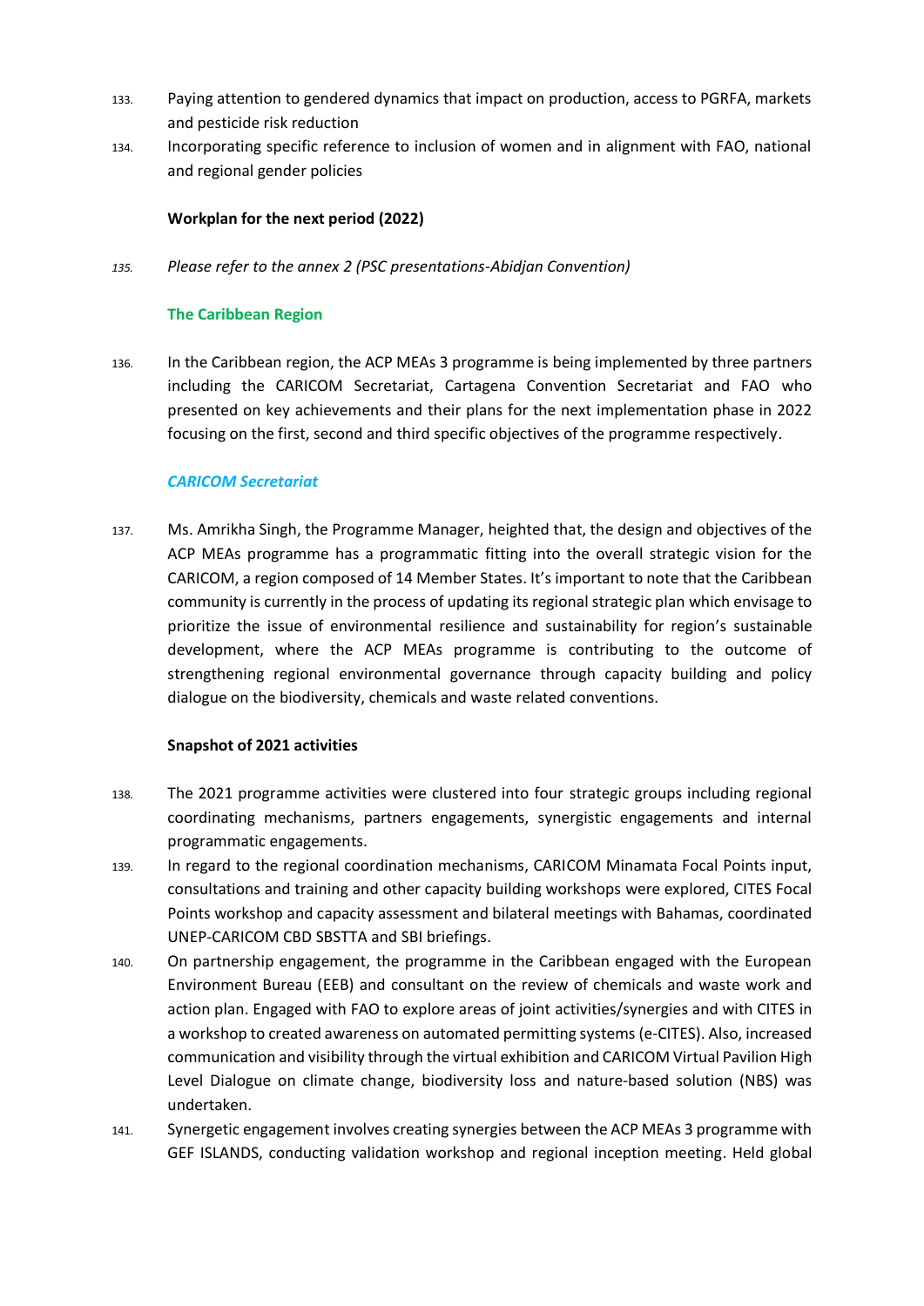133. Paying attention to gendered dynamics that impact on production, access to PGRFA, markets and pesticide risk reduction

134. Incorporating specific reference to inclusion of women and in alignment with FAO, national and regional gender policies

**Workplan for the next period (2022)**

*135. Please refer to the annex 2 (PSC presentations-Abidjan Convention)*

### The Caribbean Region

136. In the Caribbean region, the ACP MEAs 3 programme is being implemented by three partners including the CARICOM Secretariat, Cartagena Convention Secretariat and FAO who presented on key achievements and their plans for the next implementation phase in 2022 focusing on the first, second and third specific objectives of the programme respectively.

#### *CARICOM Secretariat*

137. Ms. Amrikha Singh, the Programme Manager, heighted that, the design and objectives of the ACP MEAs programme has a programmatic fitting into the overall strategic vision for the CARICOM, a region composed of 14 Member States. It's important to note that the Caribbean community is currently in the process of updating its regional strategic plan which envisage to prioritize the issue of environmental resilience and sustainability for region's sustainable development, where the ACP MEAs programme is contributing to the outcome of strengthening regional environmental governance through capacity building and policy dialogue on the biodiversity, chemicals and waste related conventions.

**Snapshot of 2021 activities**

138. The 2021 programme activities were clustered into four strategic groups including regional coordinating mechanisms, partners engagements, synergistic engagements and internal programmatic engagements.

139. In regard to the regional coordination mechanisms, CARICOM Minamata Focal Points input, consultations and training and other capacity building workshops were explored, CITES Focal Points workshop and capacity assessment and bilateral meetings with Bahamas, coordinated UNEP-CARICOM CBD SBSTTA and SBI briefings.

140. On partnership engagement, the programme in the Caribbean engaged with the European Environment Bureau (EEB) and consultant on the review of chemicals and waste work and action plan. Engaged with FAO to explore areas of joint activities/synergies and with CITES in a workshop to created awareness on automated permitting systems (e-CITES). Also, increased communication and visibility through the virtual exhibition and CARICOM Virtual Pavilion High Level Dialogue on climate change, biodiversity loss and nature-based solution (NBS) was undertaken.

141. Synergetic engagement involves creating synergies between the ACP MEAs 3 programme with GEF ISLANDS, conducting validation workshop and regional inception meeting. Held global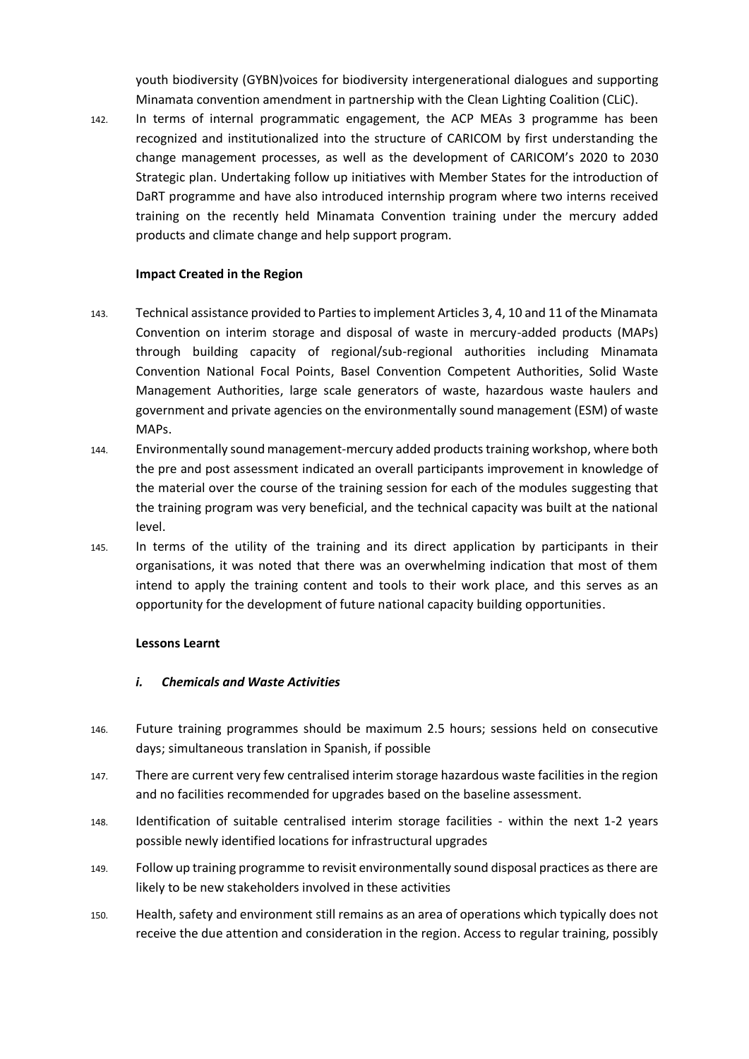youth biodiversity (GYBN)voices for biodiversity intergenerational dialogues and supporting Minamata convention amendment in partnership with the Clean Lighting Coalition (CLiC).

142. In terms of internal programmatic engagement, the ACP MEAs 3 programme has been recognized and institutionalized into the structure of CARICOM by first understanding the change management processes, as well as the development of CARICOM's 2020 to 2030 Strategic plan. Undertaking follow up initiatives with Member States for the introduction of DaRT programme and have also introduced internship program where two interns received training on the recently held Minamata Convention training under the mercury added products and climate change and help support program.

**Impact Created in the Region**

143. Technical assistance provided to Parties to implement Articles 3, 4, 10 and 11 of the Minamata Convention on interim storage and disposal of waste in mercury-added products (MAPs) through building capacity of regional/sub-regional authorities including Minamata Convention National Focal Points, Basel Convention Competent Authorities, Solid Waste Management Authorities, large scale generators of waste, hazardous waste haulers and government and private agencies on the environmentally sound management (ESM) of waste MAPs.

144. Environmentally sound management-mercury added products training workshop, where both the pre and post assessment indicated an overall participants improvement in knowledge of the material over the course of the training session for each of the modules suggesting that the training program was very beneficial, and the technical capacity was built at the national level.

145. In terms of the utility of the training and its direct application by participants in their organisations, it was noted that there was an overwhelming indication that most of them intend to apply the training content and tools to their work place, and this serves as an opportunity for the development of future national capacity building opportunities.

**Lessons Learnt**

***i. Chemicals and Waste Activities***

146. Future training programmes should be maximum 2.5 hours; sessions held on consecutive days; simultaneous translation in Spanish, if possible

147. There are current very few centralised interim storage hazardous waste facilities in the region and no facilities recommended for upgrades based on the baseline assessment.

148. Identification of suitable centralised interim storage facilities - within the next 1-2 years possible newly identified locations for infrastructural upgrades

149. Follow up training programme to revisit environmentally sound disposal practices as there are likely to be new stakeholders involved in these activities

150. Health, safety and environment still remains as an area of operations which typically does not receive the due attention and consideration in the region. Access to regular training, possibly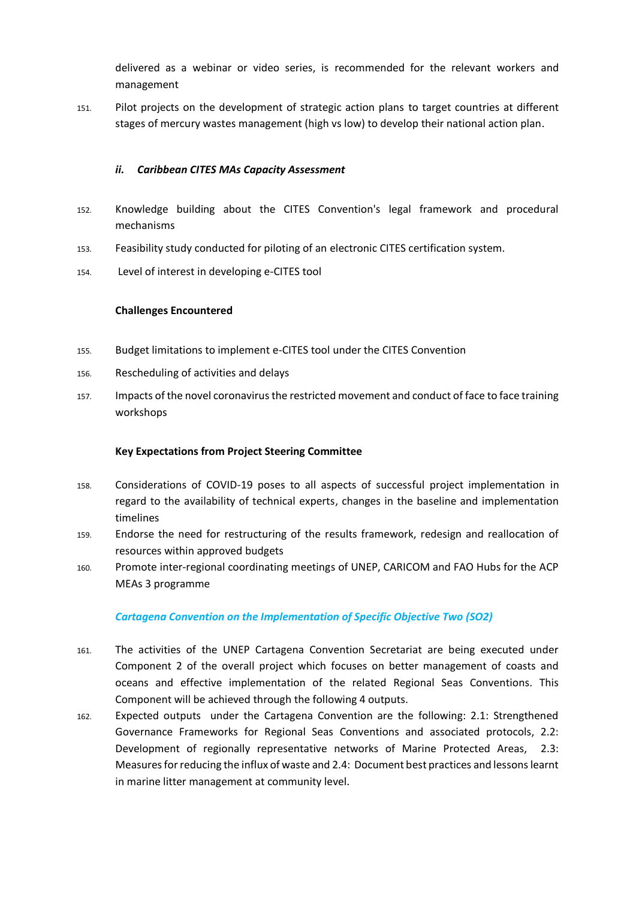delivered as a webinar or video series, is recommended for the relevant workers and management

151. Pilot projects on the development of strategic action plans to target countries at different stages of mercury wastes management (high vs low) to develop their national action plan.

#### *ii. Caribbean CITES MAs Capacity Assessment*

152. Knowledge building about the CITES Convention's legal framework and procedural mechanisms
153. Feasibility study conducted for piloting of an electronic CITES certification system.
154. Level of interest in developing e-CITES tool

#### **Challenges Encountered**

155. Budget limitations to implement e-CITES tool under the CITES Convention
156. Rescheduling of activities and delays
157. Impacts of the novel coronavirus the restricted movement and conduct of face to face training workshops

#### **Key Expectations from Project Steering Committee**

158. Considerations of COVID-19 poses to all aspects of successful project implementation in regard to the availability of technical experts, changes in the baseline and implementation timelines
159. Endorse the need for restructuring of the results framework, redesign and reallocation of resources within approved budgets
160. Promote inter-regional coordinating meetings of UNEP, CARICOM and FAO Hubs for the ACP MEAs 3 programme

### *Cartagena Convention on the Implementation of Specific Objective Two (SO2)*

161. The activities of the UNEP Cartagena Convention Secretariat are being executed under Component 2 of the overall project which focuses on better management of coasts and oceans and effective implementation of the related Regional Seas Conventions. This Component will be achieved through the following 4 outputs.
162. Expected outputs under the Cartagena Convention are the following: 2.1: Strengthened Governance Frameworks for Regional Seas Conventions and associated protocols, 2.2: Development of regionally representative networks of Marine Protected Areas, 2.3: Measures for reducing the influx of waste and 2.4: Document best practices and lessons learnt in marine litter management at community level.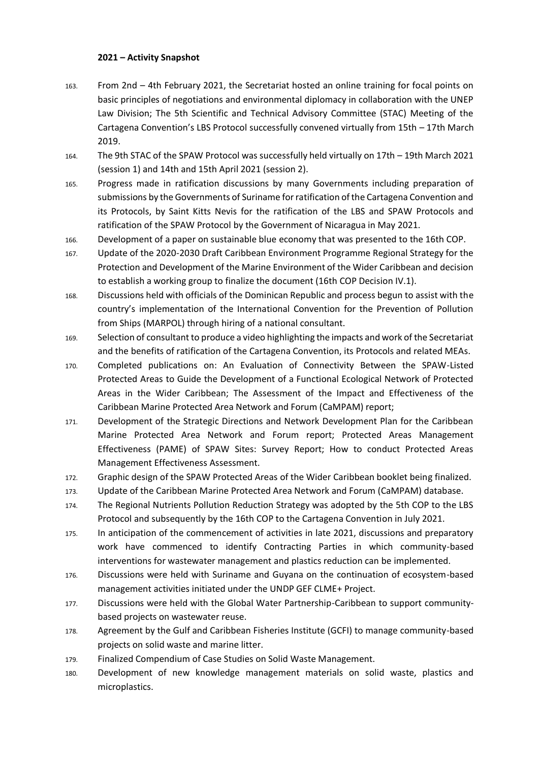**2021 – Activity Snapshot**

163. From 2nd – 4th February 2021, the Secretariat hosted an online training for focal points on basic principles of negotiations and environmental diplomacy in collaboration with the UNEP Law Division; The 5th Scientific and Technical Advisory Committee (STAC) Meeting of the Cartagena Convention's LBS Protocol successfully convened virtually from 15th – 17th March 2019.
164. The 9th STAC of the SPAW Protocol was successfully held virtually on 17th – 19th March 2021 (session 1) and 14th and 15th April 2021 (session 2).
165. Progress made in ratification discussions by many Governments including preparation of submissions by the Governments of Suriname for ratification of the Cartagena Convention and its Protocols, by Saint Kitts Nevis for the ratification of the LBS and SPAW Protocols and ratification of the SPAW Protocol by the Government of Nicaragua in May 2021.
166. Development of a paper on sustainable blue economy that was presented to the 16th COP.
167. Update of the 2020-2030 Draft Caribbean Environment Programme Regional Strategy for the Protection and Development of the Marine Environment of the Wider Caribbean and decision to establish a working group to finalize the document (16th COP Decision IV.1).
168. Discussions held with officials of the Dominican Republic and process begun to assist with the country's implementation of the International Convention for the Prevention of Pollution from Ships (MARPOL) through hiring of a national consultant.
169. Selection of consultant to produce a video highlighting the impacts and work of the Secretariat and the benefits of ratification of the Cartagena Convention, its Protocols and related MEAs.
170. Completed publications on: An Evaluation of Connectivity Between the SPAW-Listed Protected Areas to Guide the Development of a Functional Ecological Network of Protected Areas in the Wider Caribbean; The Assessment of the Impact and Effectiveness of the Caribbean Marine Protected Area Network and Forum (CaMPAM) report;
171. Development of the Strategic Directions and Network Development Plan for the Caribbean Marine Protected Area Network and Forum report; Protected Areas Management Effectiveness (PAME) of SPAW Sites: Survey Report; How to conduct Protected Areas Management Effectiveness Assessment.
172. Graphic design of the SPAW Protected Areas of the Wider Caribbean booklet being finalized.
173. Update of the Caribbean Marine Protected Area Network and Forum (CaMPAM) database.
174. The Regional Nutrients Pollution Reduction Strategy was adopted by the 5th COP to the LBS Protocol and subsequently by the 16th COP to the Cartagena Convention in July 2021.
175. In anticipation of the commencement of activities in late 2021, discussions and preparatory work have commenced to identify Contracting Parties in which community-based interventions for wastewater management and plastics reduction can be implemented.
176. Discussions were held with Suriname and Guyana on the continuation of ecosystem-based management activities initiated under the UNDP GEF CLME+ Project.
177. Discussions were held with the Global Water Partnership-Caribbean to support community-based projects on wastewater reuse.
178. Agreement by the Gulf and Caribbean Fisheries Institute (GCFI) to manage community-based projects on solid waste and marine litter.
179. Finalized Compendium of Case Studies on Solid Waste Management.
180. Development of new knowledge management materials on solid waste, plastics and microplastics.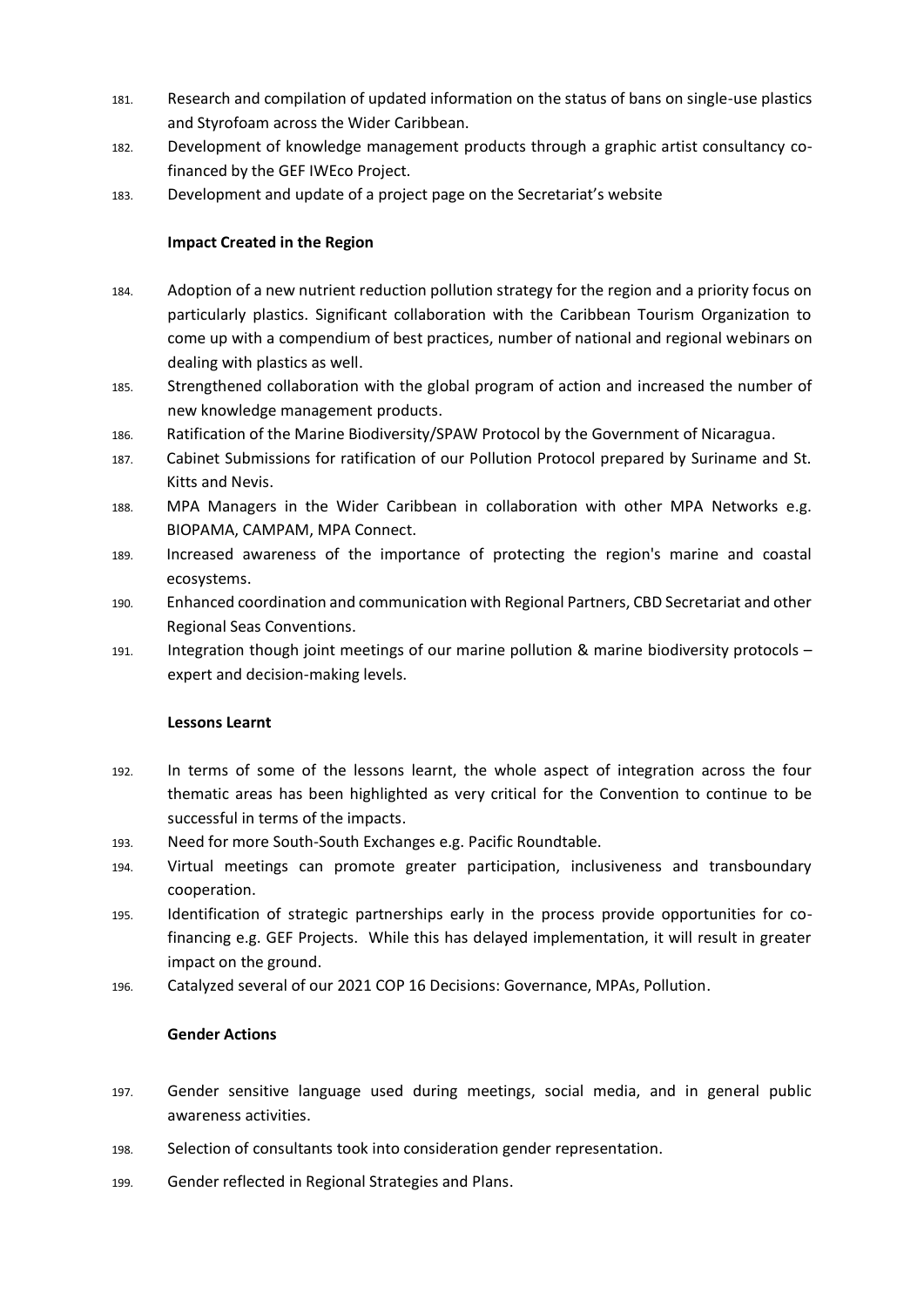181. Research and compilation of updated information on the status of bans on single-use plastics and Styrofoam across the Wider Caribbean.
182. Development of knowledge management products through a graphic artist consultancy co-financed by the GEF IWEco Project.
183. Development and update of a project page on the Secretariat's website

**Impact Created in the Region**

184. Adoption of a new nutrient reduction pollution strategy for the region and a priority focus on particularly plastics. Significant collaboration with the Caribbean Tourism Organization to come up with a compendium of best practices, number of national and regional webinars on dealing with plastics as well.
185. Strengthened collaboration with the global program of action and increased the number of new knowledge management products.
186. Ratification of the Marine Biodiversity/SPAW Protocol by the Government of Nicaragua.
187. Cabinet Submissions for ratification of our Pollution Protocol prepared by Suriname and St. Kitts and Nevis.
188. MPA Managers in the Wider Caribbean in collaboration with other MPA Networks e.g. BIOPAMA, CAMPAM, MPA Connect.
189. Increased awareness of the importance of protecting the region's marine and coastal ecosystems.
190. Enhanced coordination and communication with Regional Partners, CBD Secretariat and other Regional Seas Conventions.
191. Integration though joint meetings of our marine pollution & marine biodiversity protocols – expert and decision-making levels.

**Lessons Learnt**

192. In terms of some of the lessons learnt, the whole aspect of integration across the four thematic areas has been highlighted as very critical for the Convention to continue to be successful in terms of the impacts.
193. Need for more South-South Exchanges e.g. Pacific Roundtable.
194. Virtual meetings can promote greater participation, inclusiveness and transboundary cooperation.
195. Identification of strategic partnerships early in the process provide opportunities for co-financing e.g. GEF Projects. While this has delayed implementation, it will result in greater impact on the ground.
196. Catalyzed several of our 2021 COP 16 Decisions: Governance, MPAs, Pollution.

**Gender Actions**

197. Gender sensitive language used during meetings, social media, and in general public awareness activities.
198. Selection of consultants took into consideration gender representation.
199. Gender reflected in Regional Strategies and Plans.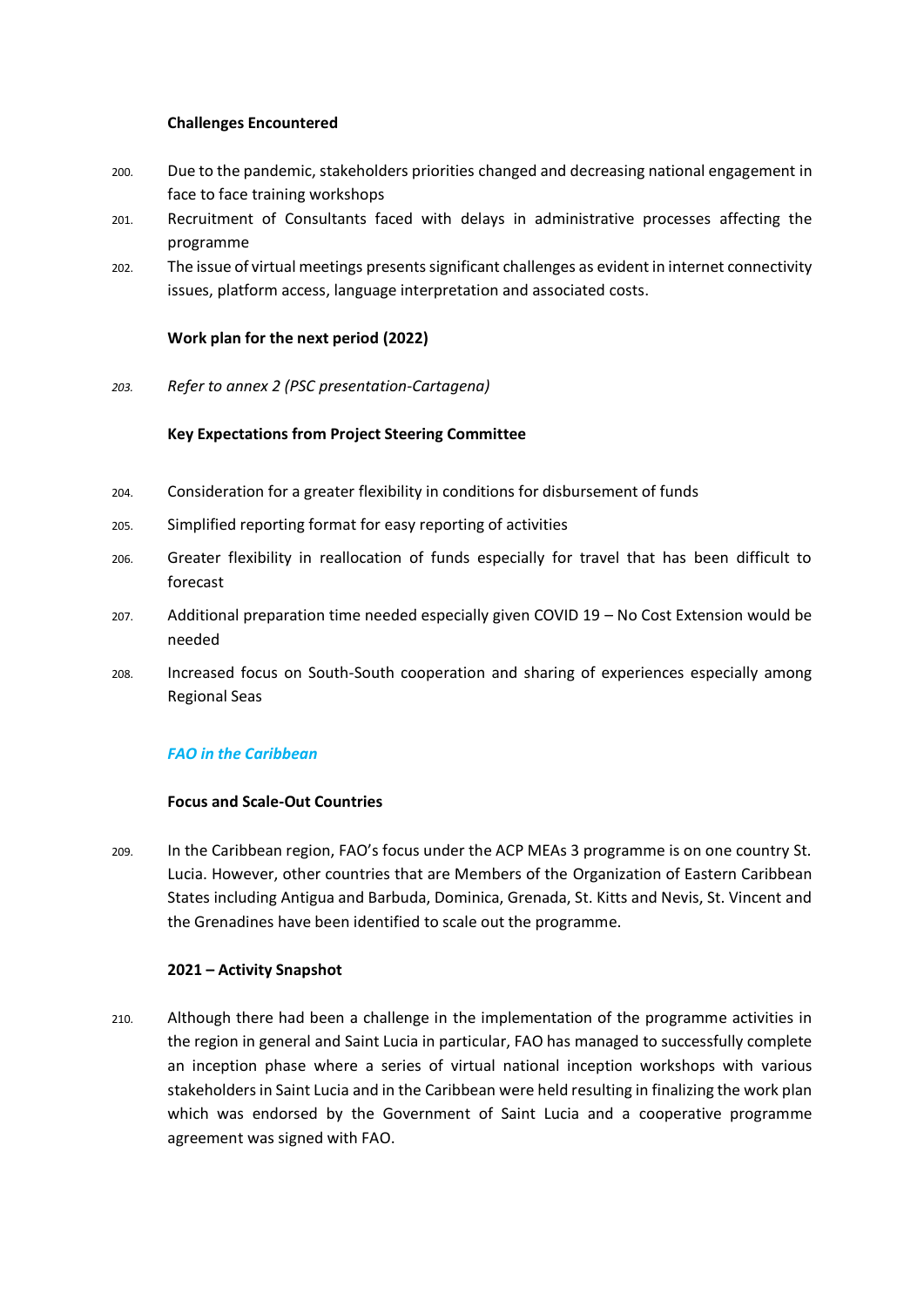**Challenges Encountered**

200. Due to the pandemic, stakeholders priorities changed and decreasing national engagement in face to face training workshops
201. Recruitment of Consultants faced with delays in administrative processes affecting the programme
202. The issue of virtual meetings presents significant challenges as evident in internet connectivity issues, platform access, language interpretation and associated costs.

**Work plan for the next period (2022)**

203. *Refer to annex 2 (PSC presentation-Cartagena)*

**Key Expectations from Project Steering Committee**

204. Consideration for a greater flexibility in conditions for disbursement of funds
205. Simplified reporting format for easy reporting of activities
206. Greater flexibility in reallocation of funds especially for travel that has been difficult to forecast
207. Additional preparation time needed especially given COVID 19 – No Cost Extension would be needed
208. Increased focus on South-South cooperation and sharing of experiences especially among Regional Seas

***FAO in the Caribbean***

**Focus and Scale-Out Countries**

209. In the Caribbean region, FAO's focus under the ACP MEAs 3 programme is on one country St. Lucia. However, other countries that are Members of the Organization of Eastern Caribbean States including Antigua and Barbuda, Dominica, Grenada, St. Kitts and Nevis, St. Vincent and the Grenadines have been identified to scale out the programme.

**2021 – Activity Snapshot**

210. Although there had been a challenge in the implementation of the programme activities in the region in general and Saint Lucia in particular, FAO has managed to successfully complete an inception phase where a series of virtual national inception workshops with various stakeholders in Saint Lucia and in the Caribbean were held resulting in finalizing the work plan which was endorsed by the Government of Saint Lucia and a cooperative programme agreement was signed with FAO.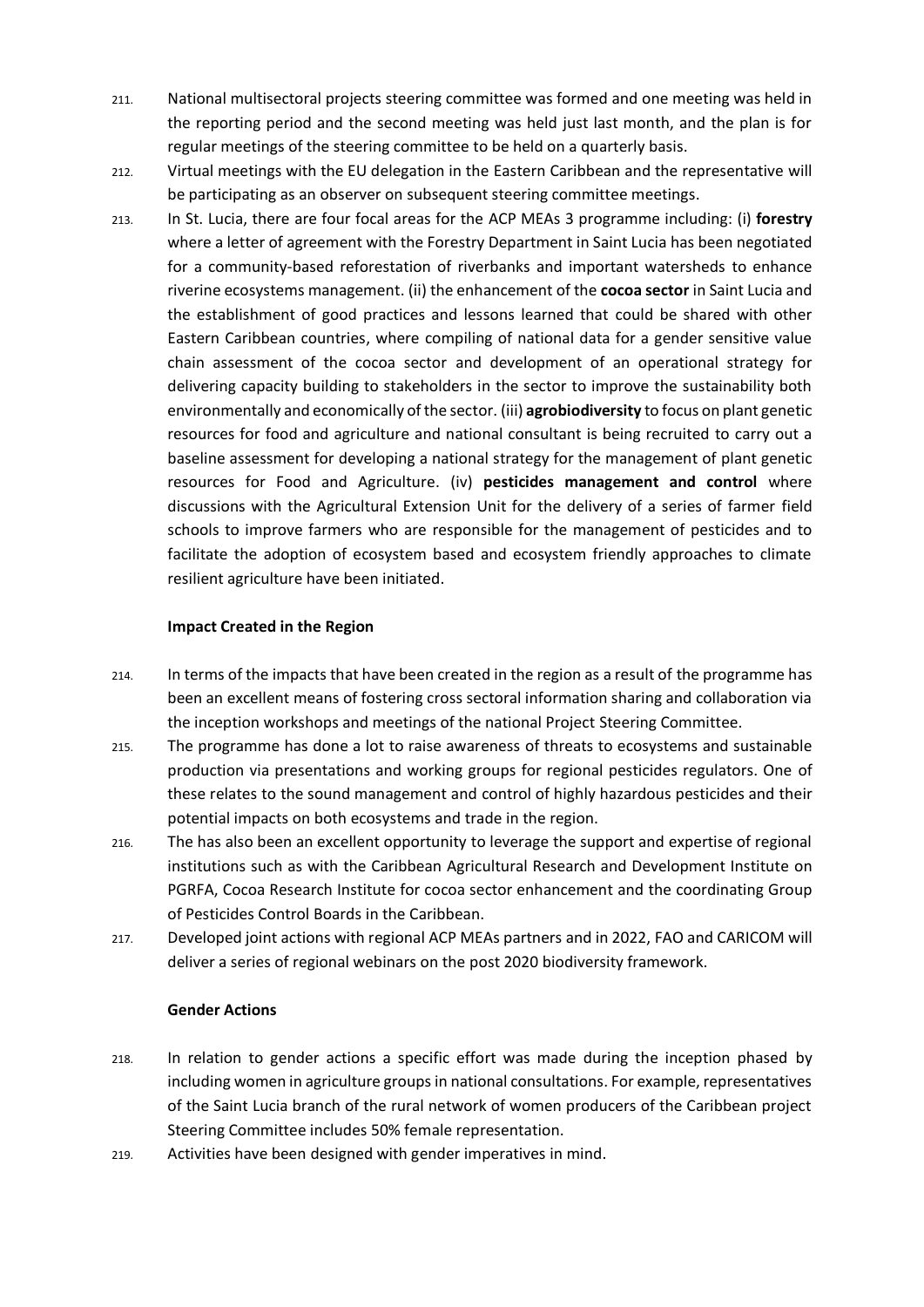211. National multisectoral projects steering committee was formed and one meeting was held in the reporting period and the second meeting was held just last month, and the plan is for regular meetings of the steering committee to be held on a quarterly basis.

212. Virtual meetings with the EU delegation in the Eastern Caribbean and the representative will be participating as an observer on subsequent steering committee meetings.

213. In St. Lucia, there are four focal areas for the ACP MEAs 3 programme including: (i) **forestry** where a letter of agreement with the Forestry Department in Saint Lucia has been negotiated for a community-based reforestation of riverbanks and important watersheds to enhance riverine ecosystems management. (ii) the enhancement of the **cocoa sector** in Saint Lucia and the establishment of good practices and lessons learned that could be shared with other Eastern Caribbean countries, where compiling of national data for a gender sensitive value chain assessment of the cocoa sector and development of an operational strategy for delivering capacity building to stakeholders in the sector to improve the sustainability both environmentally and economically of the sector. (iii) **agrobiodiversity** to focus on plant genetic resources for food and agriculture and national consultant is being recruited to carry out a baseline assessment for developing a national strategy for the management of plant genetic resources for Food and Agriculture. (iv) **pesticides management and control** where discussions with the Agricultural Extension Unit for the delivery of a series of farmer field schools to improve farmers who are responsible for the management of pesticides and to facilitate the adoption of ecosystem based and ecosystem friendly approaches to climate resilient agriculture have been initiated.

**Impact Created in the Region**

214. In terms of the impacts that have been created in the region as a result of the programme has been an excellent means of fostering cross sectoral information sharing and collaboration via the inception workshops and meetings of the national Project Steering Committee.

215. The programme has done a lot to raise awareness of threats to ecosystems and sustainable production via presentations and working groups for regional pesticides regulators. One of these relates to the sound management and control of highly hazardous pesticides and their potential impacts on both ecosystems and trade in the region.

216. The has also been an excellent opportunity to leverage the support and expertise of regional institutions such as with the Caribbean Agricultural Research and Development Institute on PGRFA, Cocoa Research Institute for cocoa sector enhancement and the coordinating Group of Pesticides Control Boards in the Caribbean.

217. Developed joint actions with regional ACP MEAs partners and in 2022, FAO and CARICOM will deliver a series of regional webinars on the post 2020 biodiversity framework.

**Gender Actions**

218. In relation to gender actions a specific effort was made during the inception phased by including women in agriculture groups in national consultations. For example, representatives of the Saint Lucia branch of the rural network of women producers of the Caribbean project Steering Committee includes 50% female representation.

219. Activities have been designed with gender imperatives in mind.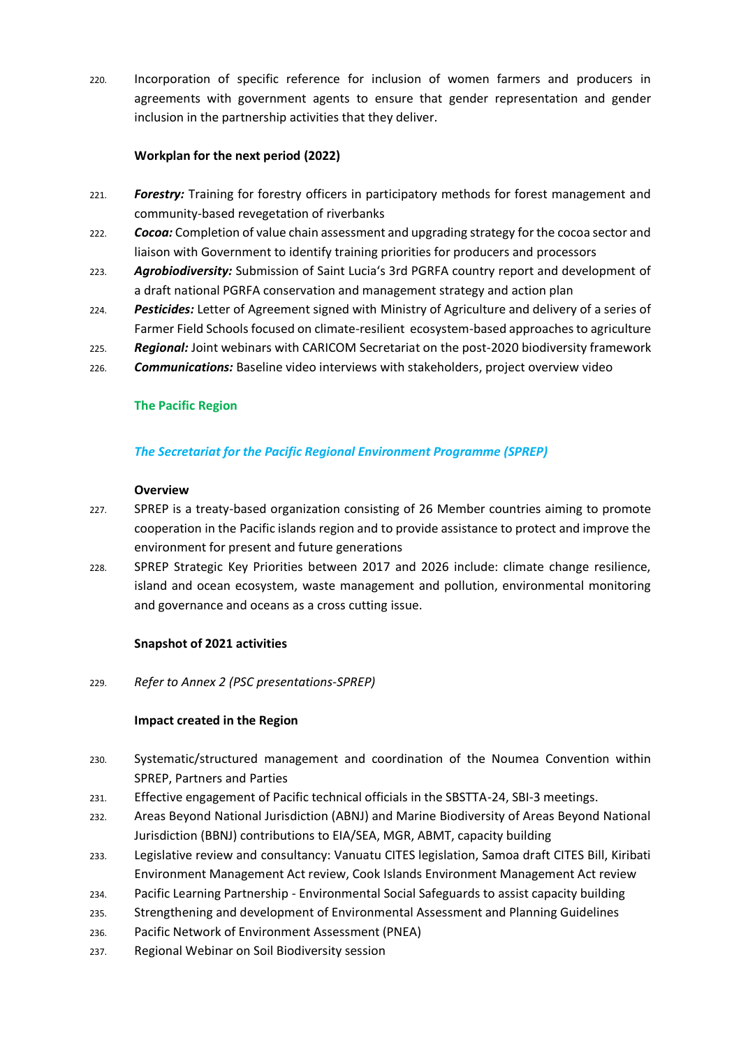220. Incorporation of specific reference for inclusion of women farmers and producers in agreements with government agents to ensure that gender representation and gender inclusion in the partnership activities that they deliver.

**Workplan for the next period (2022)**

221. ***Forestry:*** Training for forestry officers in participatory methods for forest management and community-based revegetation of riverbanks
222. ***Cocoa:*** Completion of value chain assessment and upgrading strategy for the cocoa sector and liaison with Government to identify training priorities for producers and processors
223. ***Agrobiodiversity:*** Submission of Saint Lucia's 3rd PGRFA country report and development of a draft national PGRFA conservation and management strategy and action plan
224. ***Pesticides:*** Letter of Agreement signed with Ministry of Agriculture and delivery of a series of Farmer Field Schools focused on climate-resilient ecosystem-based approaches to agriculture
225. ***Regional:*** Joint webinars with CARICOM Secretariat on the post-2020 biodiversity framework
226. ***Communications:*** Baseline video interviews with stakeholders, project overview video

## The Pacific Region

### *The Secretariat for the Pacific Regional Environment Programme (SPREP)*

**Overview**

227. SPREP is a treaty-based organization consisting of 26 Member countries aiming to promote cooperation in the Pacific islands region and to provide assistance to protect and improve the environment for present and future generations
228. SPREP Strategic Key Priorities between 2017 and 2026 include: climate change resilience, island and ocean ecosystem, waste management and pollution, environmental monitoring and governance and oceans as a cross cutting issue.

**Snapshot of 2021 activities**

229. *Refer to Annex 2 (PSC presentations-SPREP)*

**Impact created in the Region**

230. Systematic/structured management and coordination of the Noumea Convention within SPREP, Partners and Parties
231. Effective engagement of Pacific technical officials in the SBSTTA-24, SBI-3 meetings.
232. Areas Beyond National Jurisdiction (ABNJ) and Marine Biodiversity of Areas Beyond National Jurisdiction (BBNJ) contributions to EIA/SEA, MGR, ABMT, capacity building
233. Legislative review and consultancy: Vanuatu CITES legislation, Samoa draft CITES Bill, Kiribati Environment Management Act review, Cook Islands Environment Management Act review
234. Pacific Learning Partnership - Environmental Social Safeguards to assist capacity building
235. Strengthening and development of Environmental Assessment and Planning Guidelines
236. Pacific Network of Environment Assessment (PNEA)
237. Regional Webinar on Soil Biodiversity session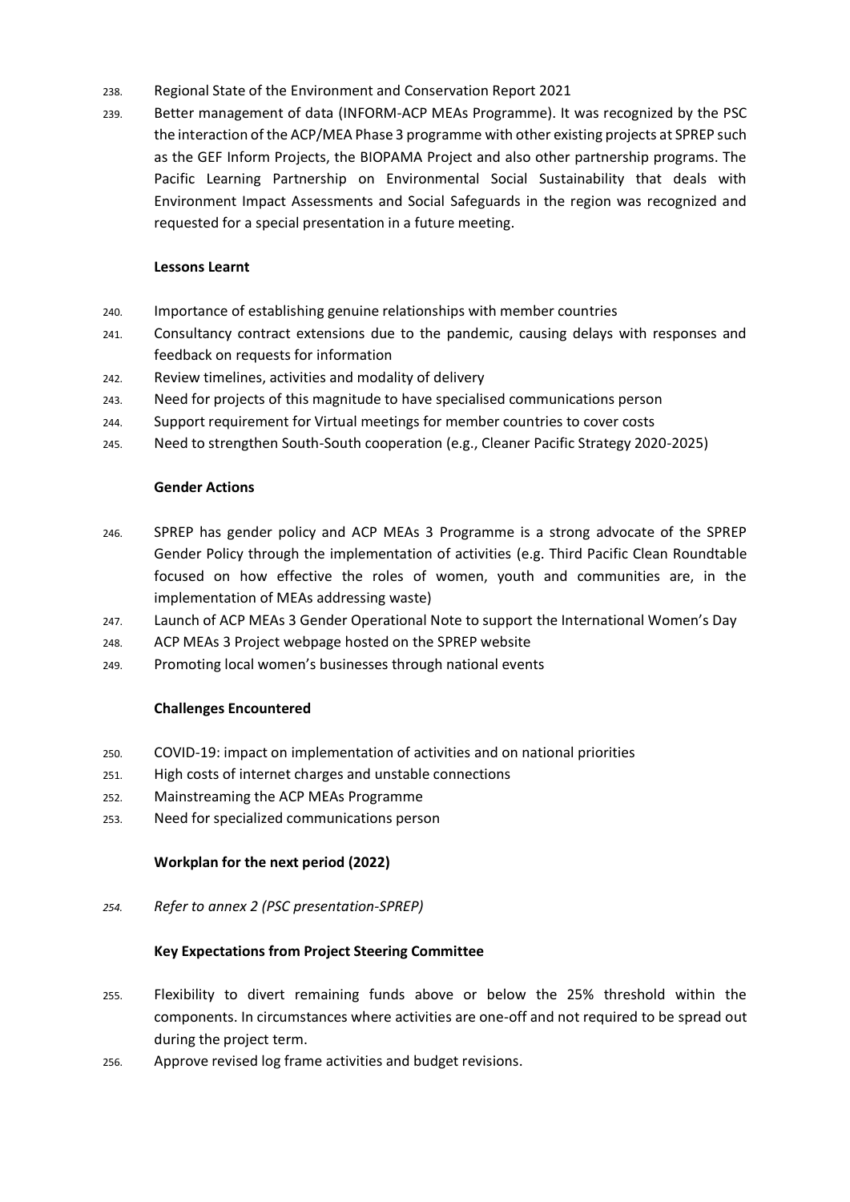238. Regional State of the Environment and Conservation Report 2021

239. Better management of data (INFORM-ACP MEAs Programme). It was recognized by the PSC the interaction of the ACP/MEA Phase 3 programme with other existing projects at SPREP such as the GEF Inform Projects, the BIOPAMA Project and also other partnership programs. The Pacific Learning Partnership on Environmental Social Sustainability that deals with Environment Impact Assessments and Social Safeguards in the region was recognized and requested for a special presentation in a future meeting.

**Lessons Learnt**

240. Importance of establishing genuine relationships with member countries

241. Consultancy contract extensions due to the pandemic, causing delays with responses and feedback on requests for information

242. Review timelines, activities and modality of delivery

243. Need for projects of this magnitude to have specialised communications person

244. Support requirement for Virtual meetings for member countries to cover costs

245. Need to strengthen South-South cooperation (e.g., Cleaner Pacific Strategy 2020-2025)

**Gender Actions**

246. SPREP has gender policy and ACP MEAs 3 Programme is a strong advocate of the SPREP Gender Policy through the implementation of activities (e.g. Third Pacific Clean Roundtable focused on how effective the roles of women, youth and communities are, in the implementation of MEAs addressing waste)

247. Launch of ACP MEAs 3 Gender Operational Note to support the International Women's Day

248. ACP MEAs 3 Project webpage hosted on the SPREP website

249. Promoting local women's businesses through national events

**Challenges Encountered**

250. COVID-19: impact on implementation of activities and on national priorities

251. High costs of internet charges and unstable connections

252. Mainstreaming the ACP MEAs Programme

253. Need for specialized communications person

**Workplan for the next period (2022)**

*254. Refer to annex 2 (PSC presentation-SPREP)*

**Key Expectations from Project Steering Committee**

255. Flexibility to divert remaining funds above or below the 25% threshold within the components. In circumstances where activities are one-off and not required to be spread out during the project term.

256. Approve revised log frame activities and budget revisions.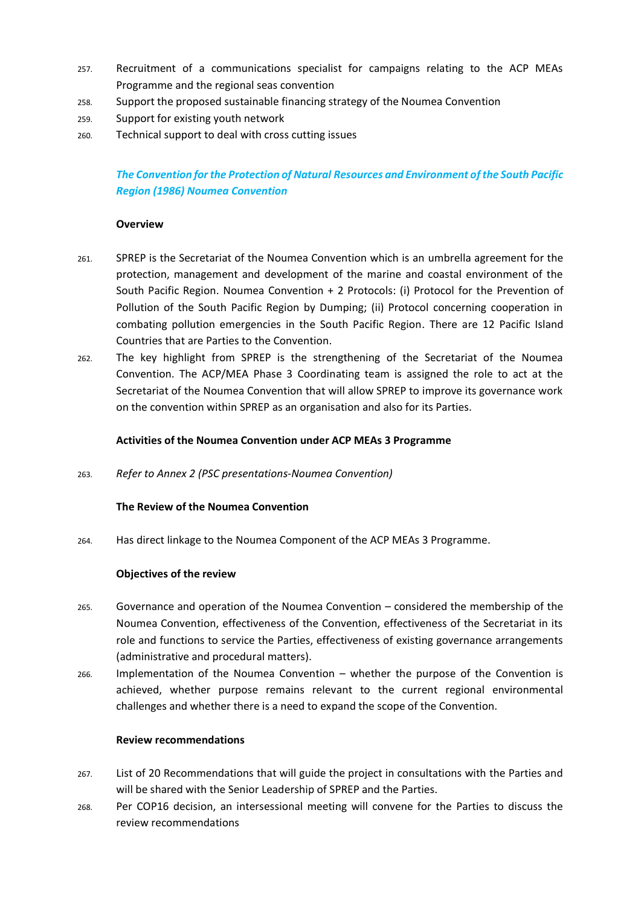257. Recruitment of a communications specialist for campaigns relating to the ACP MEAs Programme and the regional seas convention
258. Support the proposed sustainable financing strategy of the Noumea Convention
259. Support for existing youth network
260. Technical support to deal with cross cutting issues

### *The Convention for the Protection of Natural Resources and Environment of the South Pacific Region (1986) Noumea Convention*

**Overview**

261. SPREP is the Secretariat of the Noumea Convention which is an umbrella agreement for the protection, management and development of the marine and coastal environment of the South Pacific Region. Noumea Convention + 2 Protocols: (i) Protocol for the Prevention of Pollution of the South Pacific Region by Dumping; (ii) Protocol concerning cooperation in combating pollution emergencies in the South Pacific Region. There are 12 Pacific Island Countries that are Parties to the Convention.
262. The key highlight from SPREP is the strengthening of the Secretariat of the Noumea Convention. The ACP/MEA Phase 3 Coordinating team is assigned the role to act at the Secretariat of the Noumea Convention that will allow SPREP to improve its governance work on the convention within SPREP as an organisation and also for its Parties.

**Activities of the Noumea Convention under ACP MEAs 3 Programme**

263. *Refer to Annex 2 (PSC presentations-Noumea Convention)*

**The Review of the Noumea Convention**

264. Has direct linkage to the Noumea Component of the ACP MEAs 3 Programme.

**Objectives of the review**

265. Governance and operation of the Noumea Convention – considered the membership of the Noumea Convention, effectiveness of the Convention, effectiveness of the Secretariat in its role and functions to service the Parties, effectiveness of existing governance arrangements (administrative and procedural matters).
266. Implementation of the Noumea Convention – whether the purpose of the Convention is achieved, whether purpose remains relevant to the current regional environmental challenges and whether there is a need to expand the scope of the Convention.

**Review recommendations**

267. List of 20 Recommendations that will guide the project in consultations with the Parties and will be shared with the Senior Leadership of SPREP and the Parties.
268. Per COP16 decision, an intersessional meeting will convene for the Parties to discuss the review recommendations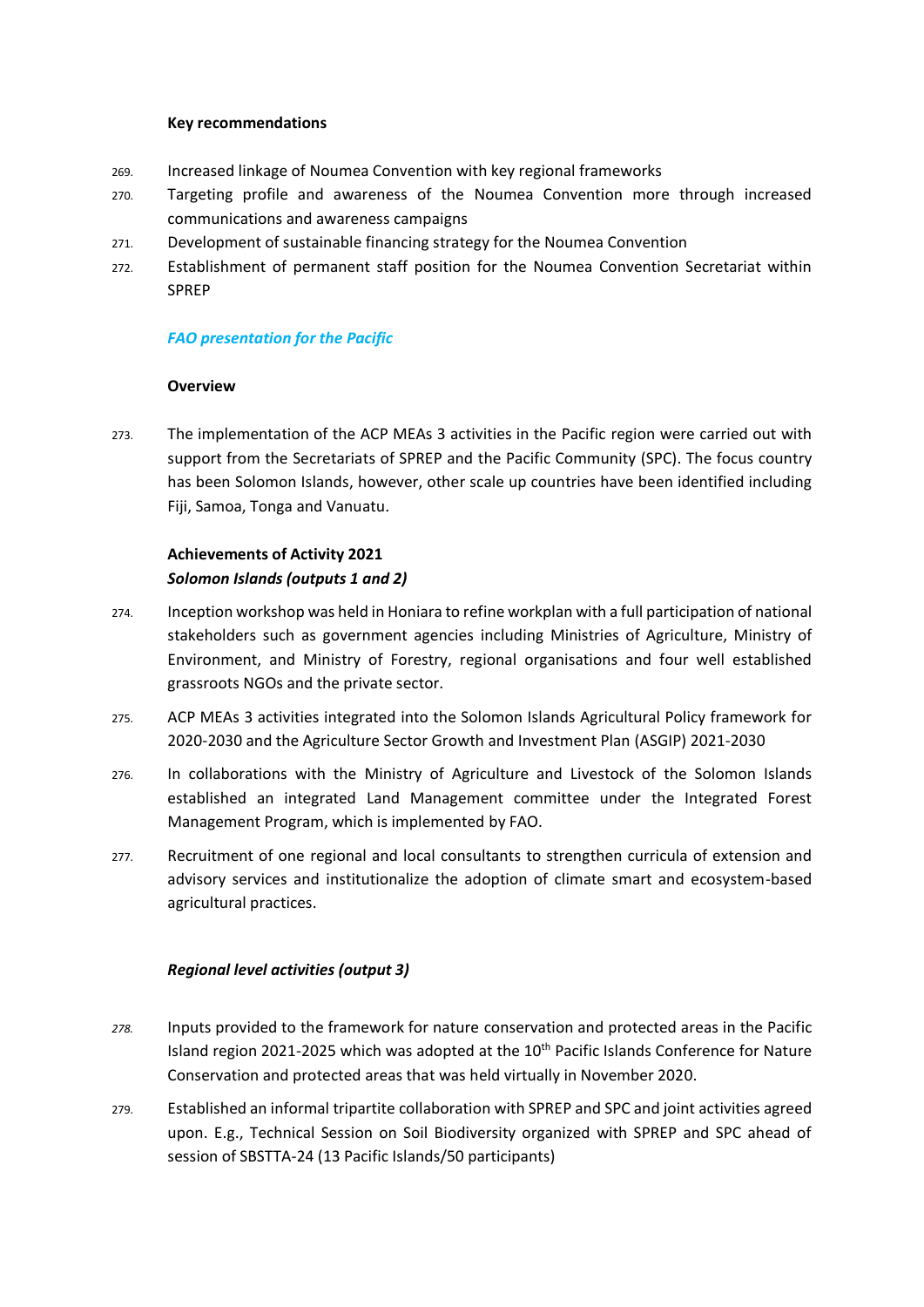**Key recommendations**

269. Increased linkage of Noumea Convention with key regional frameworks
270. Targeting profile and awareness of the Noumea Convention more through increased communications and awareness campaigns
271. Development of sustainable financing strategy for the Noumea Convention
272. Establishment of permanent staff position for the Noumea Convention Secretariat within SPREP

***FAO presentation for the Pacific***

**Overview**

273. The implementation of the ACP MEAs 3 activities in the Pacific region were carried out with support from the Secretariats of SPREP and the Pacific Community (SPC). The focus country has been Solomon Islands, however, other scale up countries have been identified including Fiji, Samoa, Tonga and Vanuatu.

**Achievements of Activity 2021**

***Solomon Islands (outputs 1 and 2)***

274. Inception workshop was held in Honiara to refine workplan with a full participation of national stakeholders such as government agencies including Ministries of Agriculture, Ministry of Environment, and Ministry of Forestry, regional organisations and four well established grassroots NGOs and the private sector.

275. ACP MEAs 3 activities integrated into the Solomon Islands Agricultural Policy framework for 2020-2030 and the Agriculture Sector Growth and Investment Plan (ASGIP) 2021-2030

276. In collaborations with the Ministry of Agriculture and Livestock of the Solomon Islands established an integrated Land Management committee under the Integrated Forest Management Program, which is implemented by FAO.

277. Recruitment of one regional and local consultants to strengthen curricula of extension and advisory services and institutionalize the adoption of climate smart and ecosystem-based agricultural practices.

***Regional level activities (output 3)***

278. Inputs provided to the framework for nature conservation and protected areas in the Pacific Island region 2021-2025 which was adopted at the 10th Pacific Islands Conference for Nature Conservation and protected areas that was held virtually in November 2020.

279. Established an informal tripartite collaboration with SPREP and SPC and joint activities agreed upon. E.g., Technical Session on Soil Biodiversity organized with SPREP and SPC ahead of session of SBSTTA-24 (13 Pacific Islands/50 participants)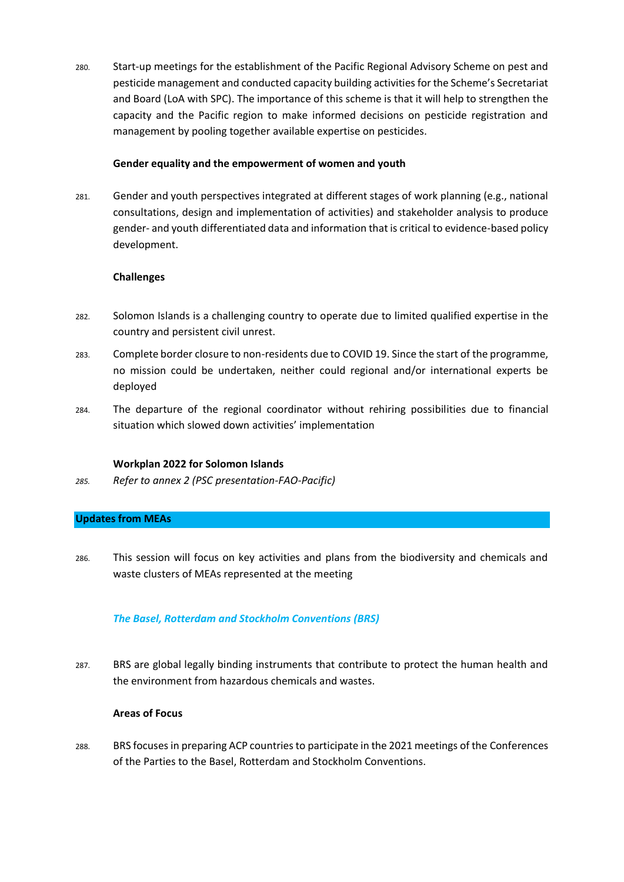280. Start-up meetings for the establishment of the Pacific Regional Advisory Scheme on pest and pesticide management and conducted capacity building activities for the Scheme's Secretariat and Board (LoA with SPC). The importance of this scheme is that it will help to strengthen the capacity and the Pacific region to make informed decisions on pesticide registration and management by pooling together available expertise on pesticides.

**Gender equality and the empowerment of women and youth**

281. Gender and youth perspectives integrated at different stages of work planning (e.g., national consultations, design and implementation of activities) and stakeholder analysis to produce gender- and youth differentiated data and information that is critical to evidence-based policy development.

**Challenges**

282. Solomon Islands is a challenging country to operate due to limited qualified expertise in the country and persistent civil unrest.

283. Complete border closure to non-residents due to COVID 19. Since the start of the programme, no mission could be undertaken, neither could regional and/or international experts be deployed

284. The departure of the regional coordinator without rehiring possibilities due to financial situation which slowed down activities' implementation

**Workplan 2022 for Solomon Islands**

*285. Refer to annex 2 (PSC presentation-FAO-Pacific)*

## Updates from MEAs

286. This session will focus on key activities and plans from the biodiversity and chemicals and waste clusters of MEAs represented at the meeting

### *The Basel, Rotterdam and Stockholm Conventions (BRS)*

287. BRS are global legally binding instruments that contribute to protect the human health and the environment from hazardous chemicals and wastes.

**Areas of Focus**

288. BRS focuses in preparing ACP countries to participate in the 2021 meetings of the Conferences of the Parties to the Basel, Rotterdam and Stockholm Conventions.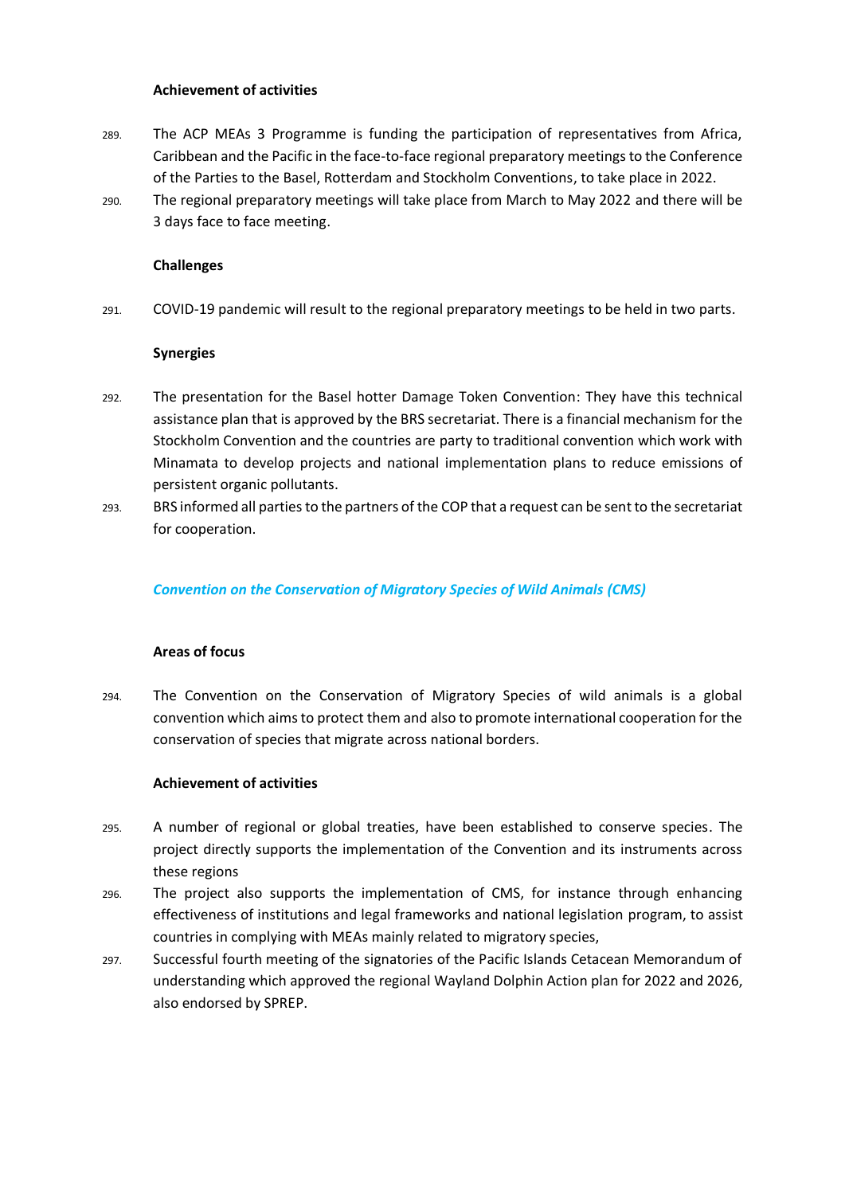**Achievement of activities**

289. The ACP MEAs 3 Programme is funding the participation of representatives from Africa, Caribbean and the Pacific in the face-to-face regional preparatory meetings to the Conference of the Parties to the Basel, Rotterdam and Stockholm Conventions, to take place in 2022.
290. The regional preparatory meetings will take place from March to May 2022 and there will be 3 days face to face meeting.

**Challenges**

291. COVID-19 pandemic will result to the regional preparatory meetings to be held in two parts.

**Synergies**

292. The presentation for the Basel hotter Damage Token Convention: They have this technical assistance plan that is approved by the BRS secretariat. There is a financial mechanism for the Stockholm Convention and the countries are party to traditional convention which work with Minamata to develop projects and national implementation plans to reduce emissions of persistent organic pollutants.
293. BRS informed all parties to the partners of the COP that a request can be sent to the secretariat for cooperation.

***Convention on the Conservation of Migratory Species of Wild Animals (CMS)***

**Areas of focus**

294. The Convention on the Conservation of Migratory Species of wild animals is a global convention which aims to protect them and also to promote international cooperation for the conservation of species that migrate across national borders.

**Achievement of activities**

295. A number of regional or global treaties, have been established to conserve species. The project directly supports the implementation of the Convention and its instruments across these regions
296. The project also supports the implementation of CMS, for instance through enhancing effectiveness of institutions and legal frameworks and national legislation program, to assist countries in complying with MEAs mainly related to migratory species,
297. Successful fourth meeting of the signatories of the Pacific Islands Cetacean Memorandum of understanding which approved the regional Wayland Dolphin Action plan for 2022 and 2026, also endorsed by SPREP.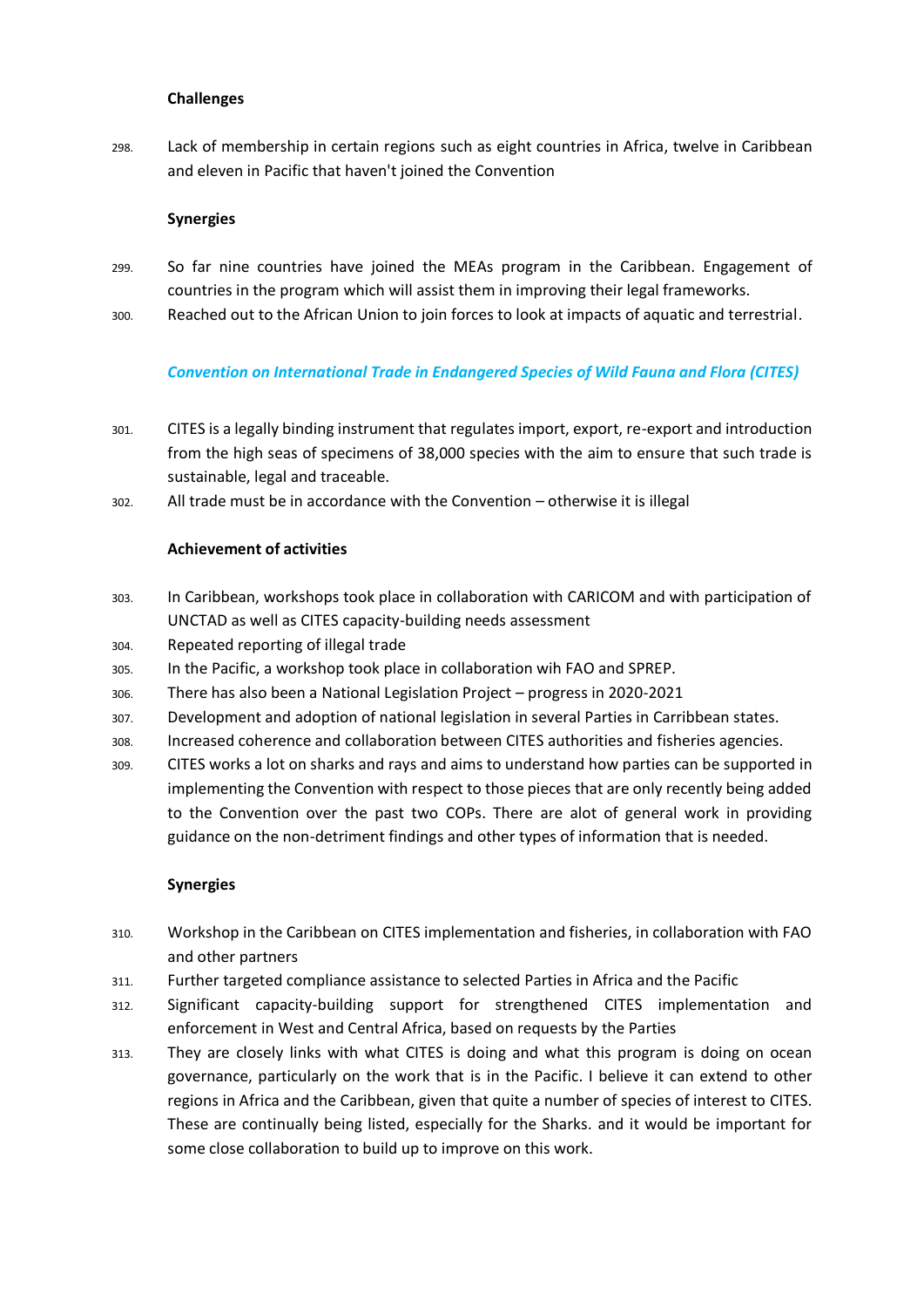**Challenges**

298. Lack of membership in certain regions such as eight countries in Africa, twelve in Caribbean and eleven in Pacific that haven't joined the Convention

**Synergies**

299. So far nine countries have joined the MEAs program in the Caribbean. Engagement of countries in the program which will assist them in improving their legal frameworks.

300. Reached out to the African Union to join forces to look at impacts of aquatic and terrestrial.

### *Convention on International Trade in Endangered Species of Wild Fauna and Flora (CITES)*

301. CITES is a legally binding instrument that regulates import, export, re-export and introduction from the high seas of specimens of 38,000 species with the aim to ensure that such trade is sustainable, legal and traceable.

302. All trade must be in accordance with the Convention – otherwise it is illegal

**Achievement of activities**

303. In Caribbean, workshops took place in collaboration with CARICOM and with participation of UNCTAD as well as CITES capacity-building needs assessment

304. Repeated reporting of illegal trade

305. In the Pacific, a workshop took place in collaboration wih FAO and SPREP.

306. There has also been a National Legislation Project – progress in 2020-2021

307. Development and adoption of national legislation in several Parties in Carribbean states.

308. Increased coherence and collaboration between CITES authorities and fisheries agencies.

309. CITES works a lot on sharks and rays and aims to understand how parties can be supported in implementing the Convention with respect to those pieces that are only recently being added to the Convention over the past two COPs. There are alot of general work in providing guidance on the non-detriment findings and other types of information that is needed.

**Synergies**

310. Workshop in the Caribbean on CITES implementation and fisheries, in collaboration with FAO and other partners

311. Further targeted compliance assistance to selected Parties in Africa and the Pacific

312. Significant capacity-building support for strengthened CITES implementation and enforcement in West and Central Africa, based on requests by the Parties

313. They are closely links with what CITES is doing and what this program is doing on ocean governance, particularly on the work that is in the Pacific. I believe it can extend to other regions in Africa and the Caribbean, given that quite a number of species of interest to CITES. These are continually being listed, especially for the Sharks. and it would be important for some close collaboration to build up to improve on this work.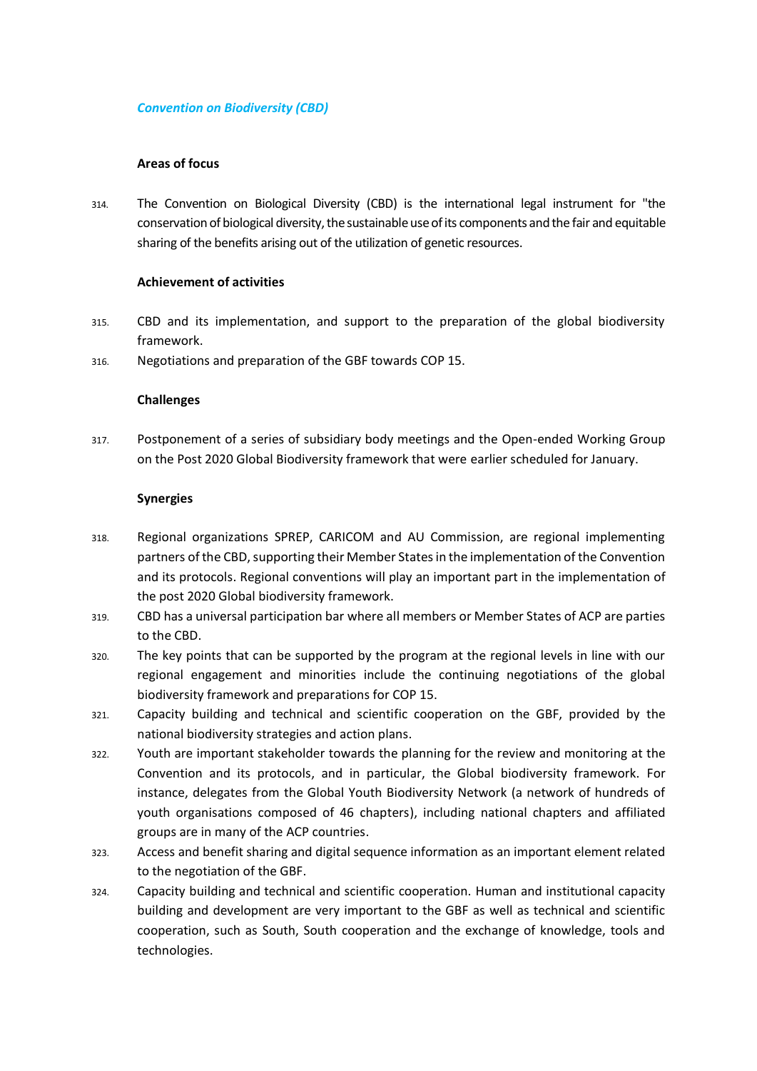### *Convention on Biodiversity (CBD)*

**Areas of focus**

314. The Convention on Biological Diversity (CBD) is the international legal instrument for "the conservation of biological diversity, the sustainable use of its components and the fair and equitable sharing of the benefits arising out of the utilization of genetic resources.

**Achievement of activities**

315. CBD and its implementation, and support to the preparation of the global biodiversity framework.
316. Negotiations and preparation of the GBF towards COP 15.

**Challenges**

317. Postponement of a series of subsidiary body meetings and the Open-ended Working Group on the Post 2020 Global Biodiversity framework that were earlier scheduled for January.

**Synergies**

318. Regional organizations SPREP, CARICOM and AU Commission, are regional implementing partners of the CBD, supporting their Member States in the implementation of the Convention and its protocols. Regional conventions will play an important part in the implementation of the post 2020 Global biodiversity framework.
319. CBD has a universal participation bar where all members or Member States of ACP are parties to the CBD.
320. The key points that can be supported by the program at the regional levels in line with our regional engagement and minorities include the continuing negotiations of the global biodiversity framework and preparations for COP 15.
321. Capacity building and technical and scientific cooperation on the GBF, provided by the national biodiversity strategies and action plans.
322. Youth are important stakeholder towards the planning for the review and monitoring at the Convention and its protocols, and in particular, the Global biodiversity framework. For instance, delegates from the Global Youth Biodiversity Network (a network of hundreds of youth organisations composed of 46 chapters), including national chapters and affiliated groups are in many of the ACP countries.
323. Access and benefit sharing and digital sequence information as an important element related to the negotiation of the GBF.
324. Capacity building and technical and scientific cooperation. Human and institutional capacity building and development are very important to the GBF as well as technical and scientific cooperation, such as South, South cooperation and the exchange of knowledge, tools and technologies.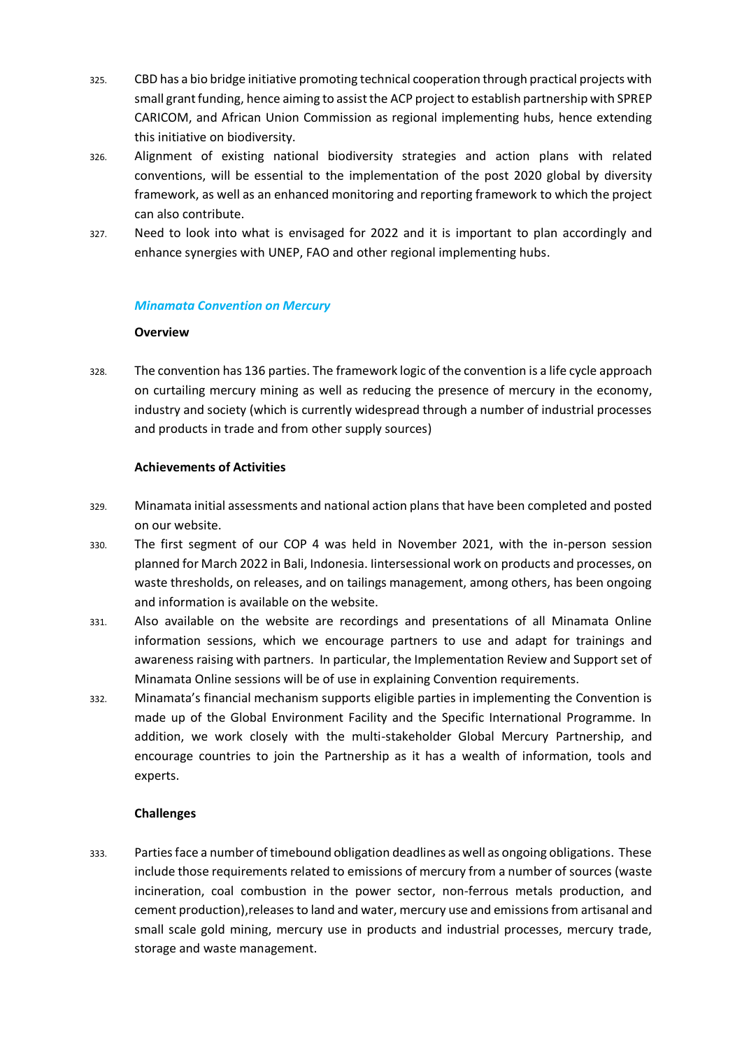325. CBD has a bio bridge initiative promoting technical cooperation through practical projects with small grant funding, hence aiming to assist the ACP project to establish partnership with SPREP CARICOM, and African Union Commission as regional implementing hubs, hence extending this initiative on biodiversity.

326. Alignment of existing national biodiversity strategies and action plans with related conventions, will be essential to the implementation of the post 2020 global by diversity framework, as well as an enhanced monitoring and reporting framework to which the project can also contribute.

327. Need to look into what is envisaged for 2022 and it is important to plan accordingly and enhance synergies with UNEP, FAO and other regional implementing hubs.

### *Minamata Convention on Mercury*

**Overview**

328. The convention has 136 parties. The framework logic of the convention is a life cycle approach on curtailing mercury mining as well as reducing the presence of mercury in the economy, industry and society (which is currently widespread through a number of industrial processes and products in trade and from other supply sources)

**Achievements of Activities**

329. Minamata initial assessments and national action plans that have been completed and posted on our website.

330. The first segment of our COP 4 was held in November 2021, with the in-person session planned for March 2022 in Bali, Indonesia. Iintersessional work on products and processes, on waste thresholds, on releases, and on tailings management, among others, has been ongoing and information is available on the website.

331. Also available on the website are recordings and presentations of all Minamata Online information sessions, which we encourage partners to use and adapt for trainings and awareness raising with partners. In particular, the Implementation Review and Support set of Minamata Online sessions will be of use in explaining Convention requirements.

332. Minamata's financial mechanism supports eligible parties in implementing the Convention is made up of the Global Environment Facility and the Specific International Programme. In addition, we work closely with the multi-stakeholder Global Mercury Partnership, and encourage countries to join the Partnership as it has a wealth of information, tools and experts.

**Challenges**

333. Parties face a number of timebound obligation deadlines as well as ongoing obligations. These include those requirements related to emissions of mercury from a number of sources (waste incineration, coal combustion in the power sector, non-ferrous metals production, and cement production),releases to land and water, mercury use and emissions from artisanal and small scale gold mining, mercury use in products and industrial processes, mercury trade, storage and waste management.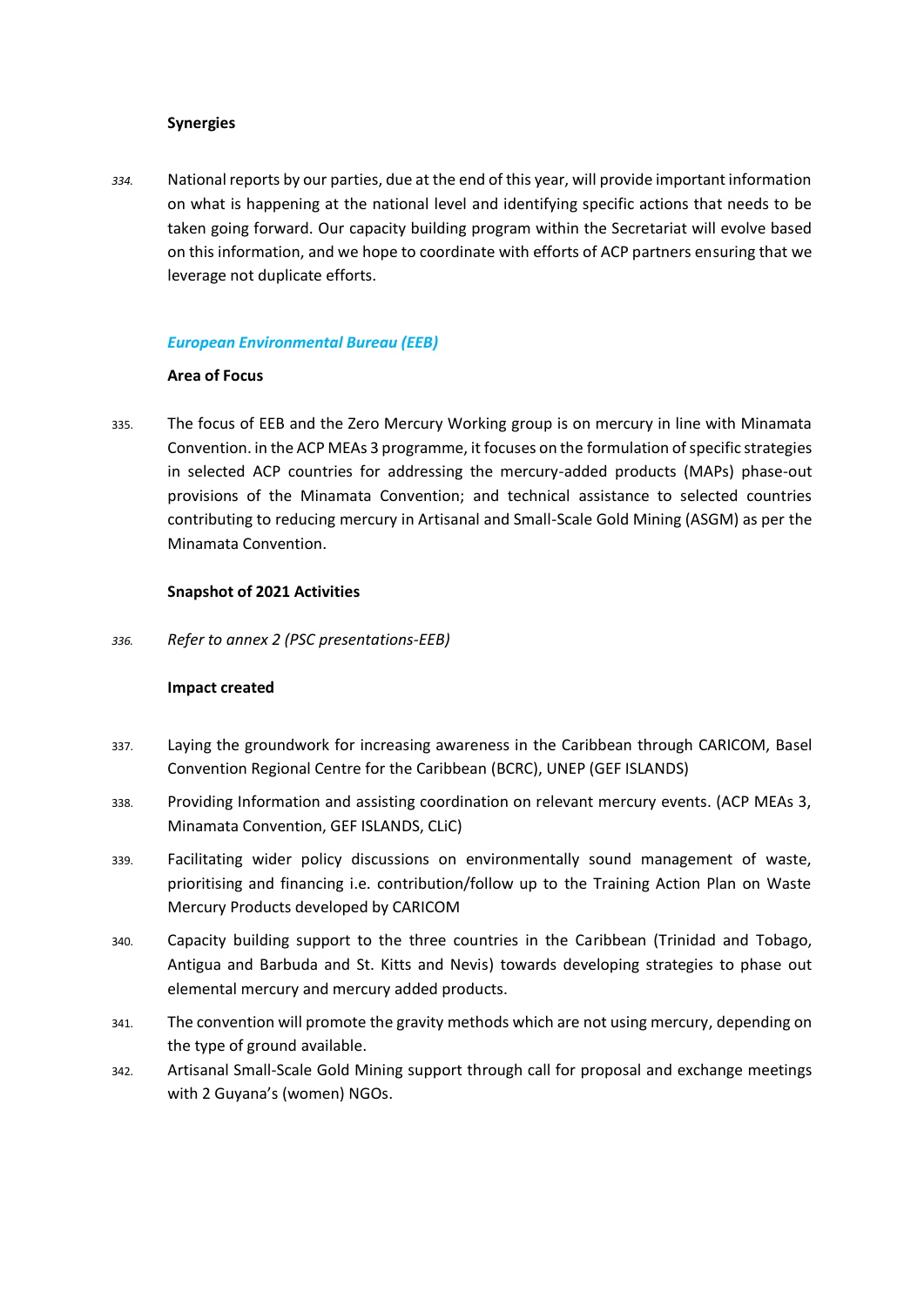**Synergies**

*334.* National reports by our parties, due at the end of this year, will provide important information on what is happening at the national level and identifying specific actions that needs to be taken going forward. Our capacity building program within the Secretariat will evolve based on this information, and we hope to coordinate with efforts of ACP partners ensuring that we leverage not duplicate efforts.

### *European Environmental Bureau (EEB)*

**Area of Focus**

335. The focus of EEB and the Zero Mercury Working group is on mercury in line with Minamata Convention. in the ACP MEAs 3 programme, it focuses on the formulation of specific strategies in selected ACP countries for addressing the mercury-added products (MAPs) phase-out provisions of the Minamata Convention; and technical assistance to selected countries contributing to reducing mercury in Artisanal and Small-Scale Gold Mining (ASGM) as per the Minamata Convention.

**Snapshot of 2021 Activities**

*336. Refer to annex 2 (PSC presentations-EEB)*

**Impact created**

337. Laying the groundwork for increasing awareness in the Caribbean through CARICOM, Basel Convention Regional Centre for the Caribbean (BCRC), UNEP (GEF ISLANDS)

338. Providing Information and assisting coordination on relevant mercury events. (ACP MEAs 3, Minamata Convention, GEF ISLANDS, CLiC)

339. Facilitating wider policy discussions on environmentally sound management of waste, prioritising and financing i.e. contribution/follow up to the Training Action Plan on Waste Mercury Products developed by CARICOM

340. Capacity building support to the three countries in the Caribbean (Trinidad and Tobago, Antigua and Barbuda and St. Kitts and Nevis) towards developing strategies to phase out elemental mercury and mercury added products.

341. The convention will promote the gravity methods which are not using mercury, depending on the type of ground available.

342. Artisanal Small-Scale Gold Mining support through call for proposal and exchange meetings with 2 Guyana's (women) NGOs.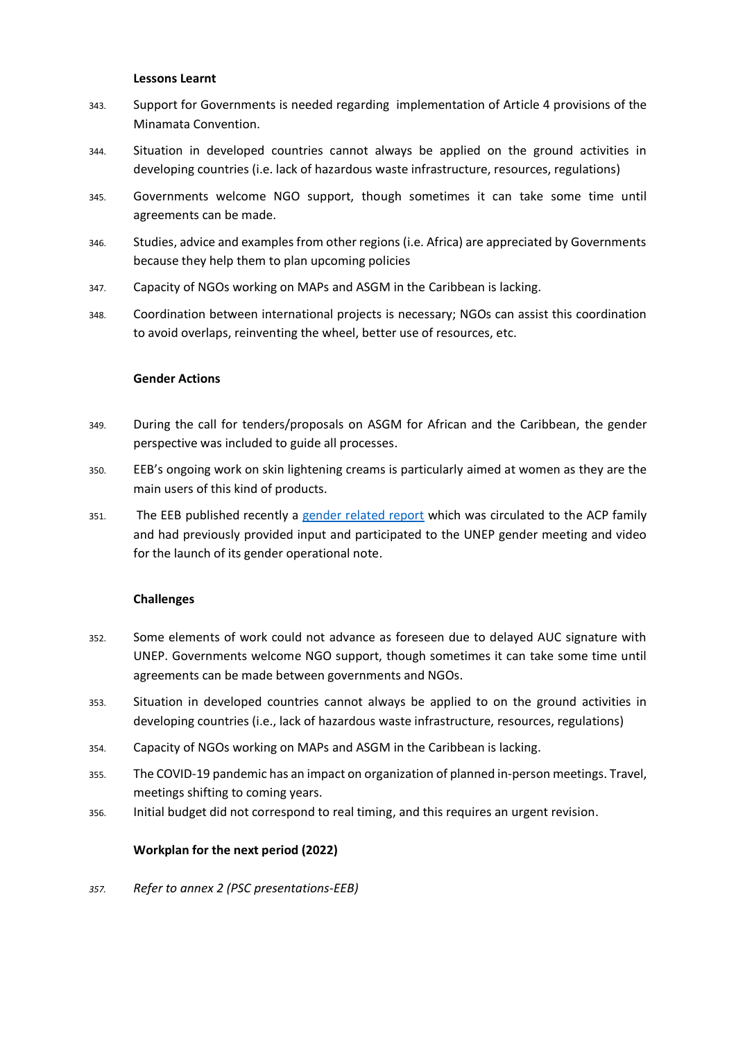**Lessons Learnt**

343. Support for Governments is needed regarding implementation of Article 4 provisions of the Minamata Convention.

344. Situation in developed countries cannot always be applied on the ground activities in developing countries (i.e. lack of hazardous waste infrastructure, resources, regulations)

345. Governments welcome NGO support, though sometimes it can take some time until agreements can be made.

346. Studies, advice and examples from other regions (i.e. Africa) are appreciated by Governments because they help them to plan upcoming policies

347. Capacity of NGOs working on MAPs and ASGM in the Caribbean is lacking.

348. Coordination between international projects is necessary; NGOs can assist this coordination to avoid overlaps, reinventing the wheel, better use of resources, etc.

**Gender Actions**

349. During the call for tenders/proposals on ASGM for African and the Caribbean, the gender perspective was included to guide all processes.

350. EEB's ongoing work on skin lightening creams is particularly aimed at women as they are the main users of this kind of products.

351. The EEB published recently a gender related report which was circulated to the ACP family and had previously provided input and participated to the UNEP gender meeting and video for the launch of its gender operational note.

**Challenges**

352. Some elements of work could not advance as foreseen due to delayed AUC signature with UNEP. Governments welcome NGO support, though sometimes it can take some time until agreements can be made between governments and NGOs.

353. Situation in developed countries cannot always be applied to on the ground activities in developing countries (i.e., lack of hazardous waste infrastructure, resources, regulations)

354. Capacity of NGOs working on MAPs and ASGM in the Caribbean is lacking.

355. The COVID-19 pandemic has an impact on organization of planned in-person meetings. Travel, meetings shifting to coming years.

356. Initial budget did not correspond to real timing, and this requires an urgent revision.

**Workplan for the next period (2022)**

357. *Refer to annex 2 (PSC presentations-EEB)*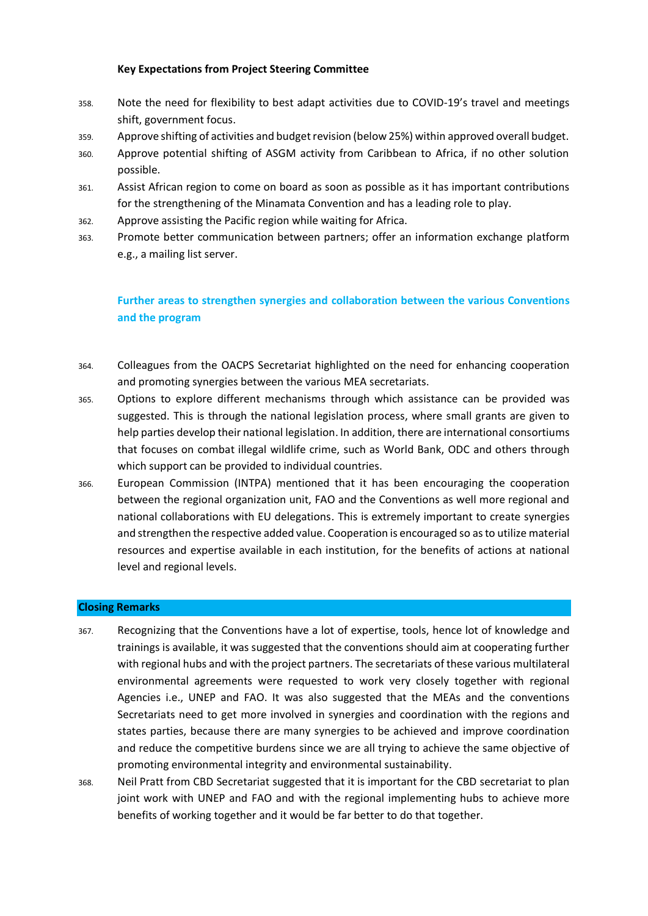**Key Expectations from Project Steering Committee**

358. Note the need for flexibility to best adapt activities due to COVID-19's travel and meetings shift, government focus.
359. Approve shifting of activities and budget revision (below 25%) within approved overall budget.
360. Approve potential shifting of ASGM activity from Caribbean to Africa, if no other solution possible.
361. Assist African region to come on board as soon as possible as it has important contributions for the strengthening of the Minamata Convention and has a leading role to play.
362. Approve assisting the Pacific region while waiting for Africa.
363. Promote better communication between partners; offer an information exchange platform e.g., a mailing list server.

### Further areas to strengthen synergies and collaboration between the various Conventions and the program

364. Colleagues from the OACPS Secretariat highlighted on the need for enhancing cooperation and promoting synergies between the various MEA secretariats.
365. Options to explore different mechanisms through which assistance can be provided was suggested. This is through the national legislation process, where small grants are given to help parties develop their national legislation. In addition, there are international consortiums that focuses on combat illegal wildlife crime, such as World Bank, ODC and others through which support can be provided to individual countries.
366. European Commission (INTPA) mentioned that it has been encouraging the cooperation between the regional organization unit, FAO and the Conventions as well more regional and national collaborations with EU delegations. This is extremely important to create synergies and strengthen the respective added value. Cooperation is encouraged so as to utilize material resources and expertise available in each institution, for the benefits of actions at national level and regional levels.

## Closing Remarks

367. Recognizing that the Conventions have a lot of expertise, tools, hence lot of knowledge and trainings is available, it was suggested that the conventions should aim at cooperating further with regional hubs and with the project partners. The secretariats of these various multilateral environmental agreements were requested to work very closely together with regional Agencies i.e., UNEP and FAO. It was also suggested that the MEAs and the conventions Secretariats need to get more involved in synergies and coordination with the regions and states parties, because there are many synergies to be achieved and improve coordination and reduce the competitive burdens since we are all trying to achieve the same objective of promoting environmental integrity and environmental sustainability.
368. Neil Pratt from CBD Secretariat suggested that it is important for the CBD secretariat to plan joint work with UNEP and FAO and with the regional implementing hubs to achieve more benefits of working together and it would be far better to do that together.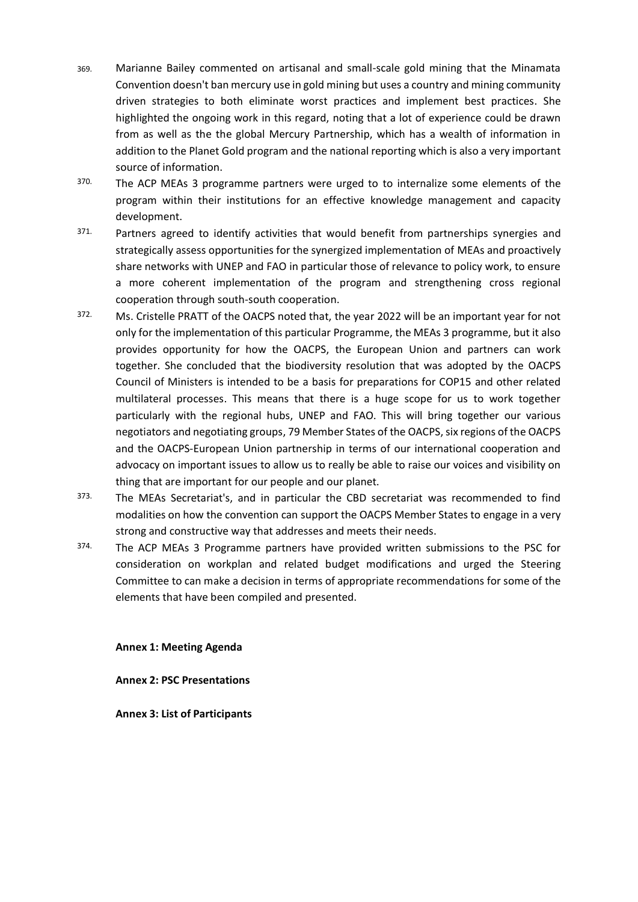369. Marianne Bailey commented on artisanal and small-scale gold mining that the Minamata Convention doesn't ban mercury use in gold mining but uses a country and mining community driven strategies to both eliminate worst practices and implement best practices. She highlighted the ongoing work in this regard, noting that a lot of experience could be drawn from as well as the the global Mercury Partnership, which has a wealth of information in addition to the Planet Gold program and the national reporting which is also a very important source of information.

370. The ACP MEAs 3 programme partners were urged to to internalize some elements of the program within their institutions for an effective knowledge management and capacity development.

371. Partners agreed to identify activities that would benefit from partnerships synergies and strategically assess opportunities for the synergized implementation of MEAs and proactively share networks with UNEP and FAO in particular those of relevance to policy work, to ensure a more coherent implementation of the program and strengthening cross regional cooperation through south-south cooperation.

372. Ms. Cristelle PRATT of the OACPS noted that, the year 2022 will be an important year for not only for the implementation of this particular Programme, the MEAs 3 programme, but it also provides opportunity for how the OACPS, the European Union and partners can work together. She concluded that the biodiversity resolution that was adopted by the OACPS Council of Ministers is intended to be a basis for preparations for COP15 and other related multilateral processes. This means that there is a huge scope for us to work together particularly with the regional hubs, UNEP and FAO. This will bring together our various negotiators and negotiating groups, 79 Member States of the OACPS, six regions of the OACPS and the OACPS-European Union partnership in terms of our international cooperation and advocacy on important issues to allow us to really be able to raise our voices and visibility on thing that are important for our people and our planet.

373. The MEAs Secretariat's, and in particular the CBD secretariat was recommended to find modalities on how the convention can support the OACPS Member States to engage in a very strong and constructive way that addresses and meets their needs.

374. The ACP MEAs 3 Programme partners have provided written submissions to the PSC for consideration on workplan and related budget modifications and urged the Steering Committee to can make a decision in terms of appropriate recommendations for some of the elements that have been compiled and presented.

**Annex 1: Meeting Agenda**

**Annex 2: PSC Presentations**

**Annex 3: List of Participants**